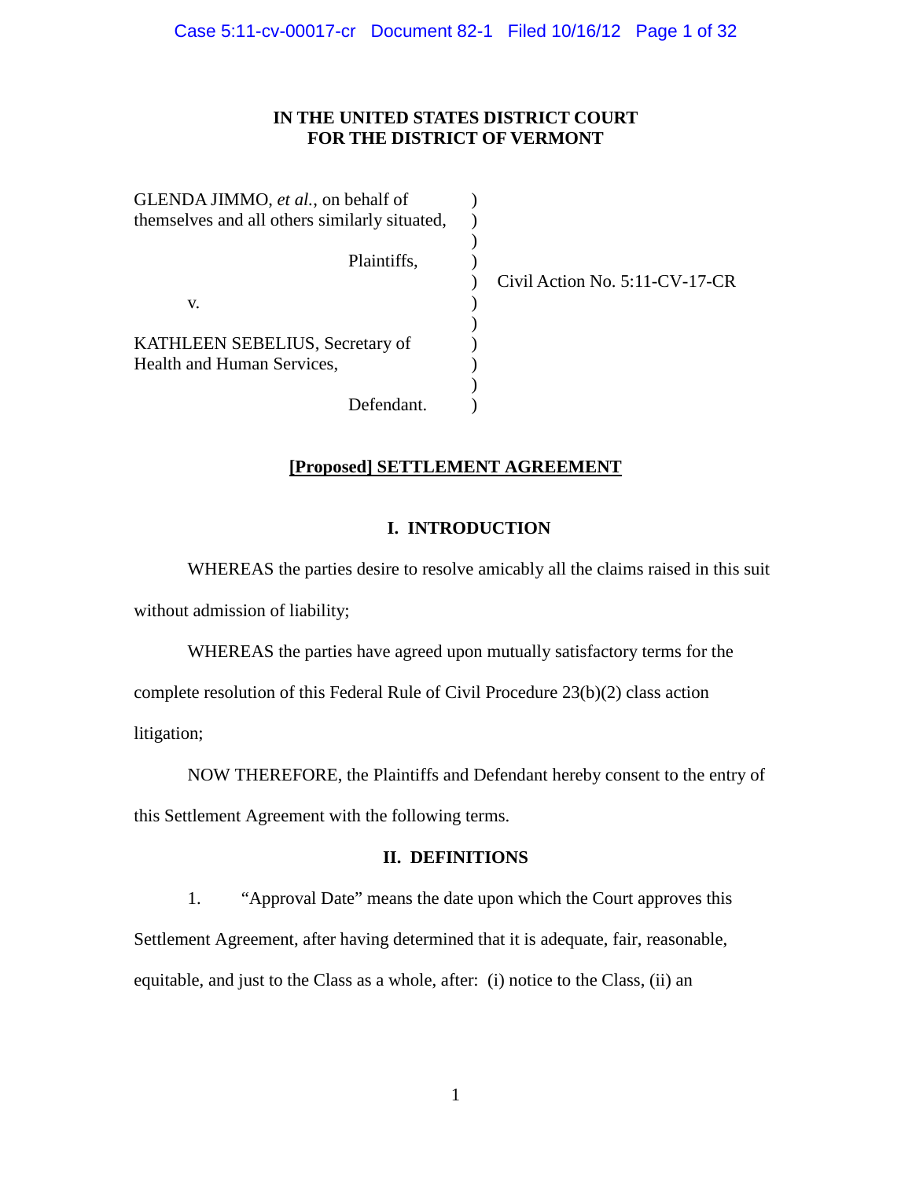**IN THE UNITED STATES DISTRICT COURT**
**FOR THE DISTRICT OF VERMONT**

| | | |
|---|---|---|
| GLENDA JIMMO, *et al.*, on behalf of themselves and all others similarly situated, | ) | |
| Plaintiffs, | ) | |
| v. | ) | Civil Action No. 5:11-CV-17-CR |
| KATHLEEN SEBELIUS, Secretary of Health and Human Services, | ) | |
| Defendant. | ) | |

**[Proposed] SETTLEMENT AGREEMENT**

## I. INTRODUCTION

WHEREAS the parties desire to resolve amicably all the claims raised in this suit without admission of liability;

WHEREAS the parties have agreed upon mutually satisfactory terms for the complete resolution of this Federal Rule of Civil Procedure 23(b)(2) class action litigation;

NOW THEREFORE, the Plaintiffs and Defendant hereby consent to the entry of this Settlement Agreement with the following terms.

## II. DEFINITIONS

1. "Approval Date" means the date upon which the Court approves this Settlement Agreement, after having determined that it is adequate, fair, reasonable, equitable, and just to the Class as a whole, after: (i) notice to the Class, (ii) an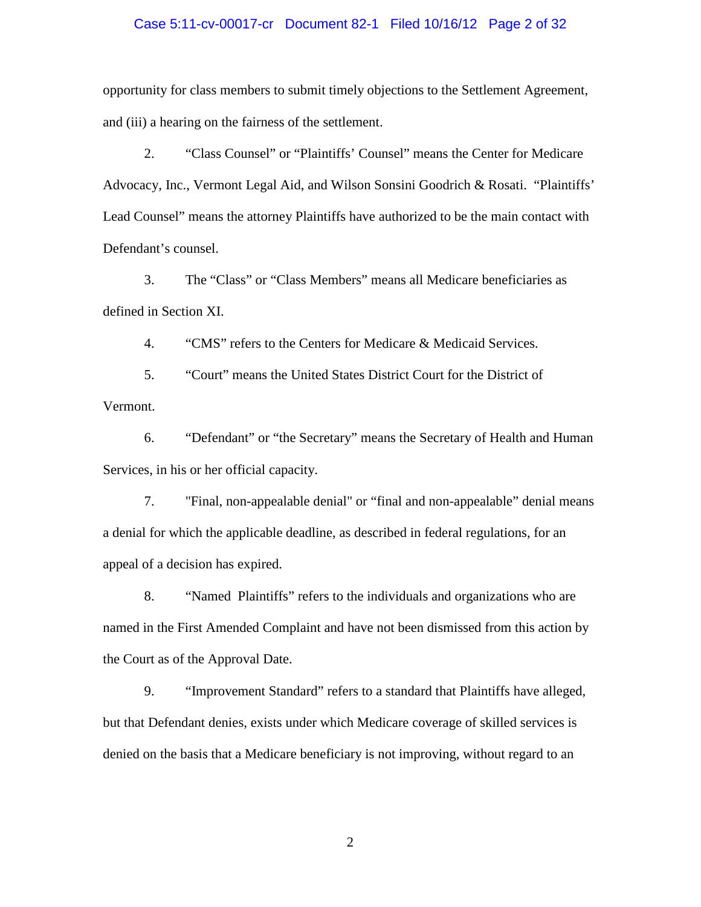opportunity for class members to submit timely objections to the Settlement Agreement, and (iii) a hearing on the fairness of the settlement.

2. "Class Counsel" or "Plaintiffs' Counsel" means the Center for Medicare Advocacy, Inc., Vermont Legal Aid, and Wilson Sonsini Goodrich & Rosati. "Plaintiffs' Lead Counsel" means the attorney Plaintiffs have authorized to be the main contact with Defendant's counsel.

3. The "Class" or "Class Members" means all Medicare beneficiaries as defined in Section XI.

4. "CMS" refers to the Centers for Medicare & Medicaid Services.

5. "Court" means the United States District Court for the District of Vermont.

6. "Defendant" or "the Secretary" means the Secretary of Health and Human Services, in his or her official capacity.

7. "Final, non-appealable denial" or "final and non-appealable" denial means a denial for which the applicable deadline, as described in federal regulations, for an appeal of a decision has expired.

8. "Named Plaintiffs" refers to the individuals and organizations who are named in the First Amended Complaint and have not been dismissed from this action by the Court as of the Approval Date.

9. "Improvement Standard" refers to a standard that Plaintiffs have alleged, but that Defendant denies, exists under which Medicare coverage of skilled services is denied on the basis that a Medicare beneficiary is not improving, without regard to an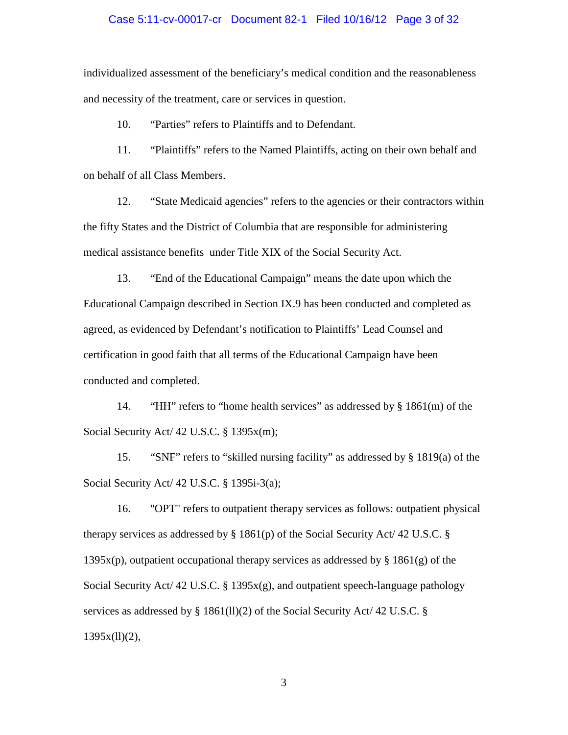individualized assessment of the beneficiary's medical condition and the reasonableness and necessity of the treatment, care or services in question.

10. "Parties" refers to Plaintiffs and to Defendant.

11. "Plaintiffs" refers to the Named Plaintiffs, acting on their own behalf and on behalf of all Class Members.

12. "State Medicaid agencies" refers to the agencies or their contractors within the fifty States and the District of Columbia that are responsible for administering medical assistance benefits under Title XIX of the Social Security Act.

13. "End of the Educational Campaign" means the date upon which the Educational Campaign described in Section IX.9 has been conducted and completed as agreed, as evidenced by Defendant's notification to Plaintiffs' Lead Counsel and certification in good faith that all terms of the Educational Campaign have been conducted and completed.

14. "HH" refers to "home health services" as addressed by § 1861(m) of the Social Security Act/ 42 U.S.C. § 1395x(m);

15. "SNF" refers to "skilled nursing facility" as addressed by § 1819(a) of the Social Security Act/ 42 U.S.C. § 1395i-3(a);

16. "OPT" refers to outpatient therapy services as follows: outpatient physical therapy services as addressed by § 1861(p) of the Social Security Act/ 42 U.S.C. § 1395x(p), outpatient occupational therapy services as addressed by § 1861(g) of the Social Security Act/ 42 U.S.C. § 1395x(g), and outpatient speech-language pathology services as addressed by § 1861(ll)(2) of the Social Security Act/ 42 U.S.C. § 1395x(ll)(2),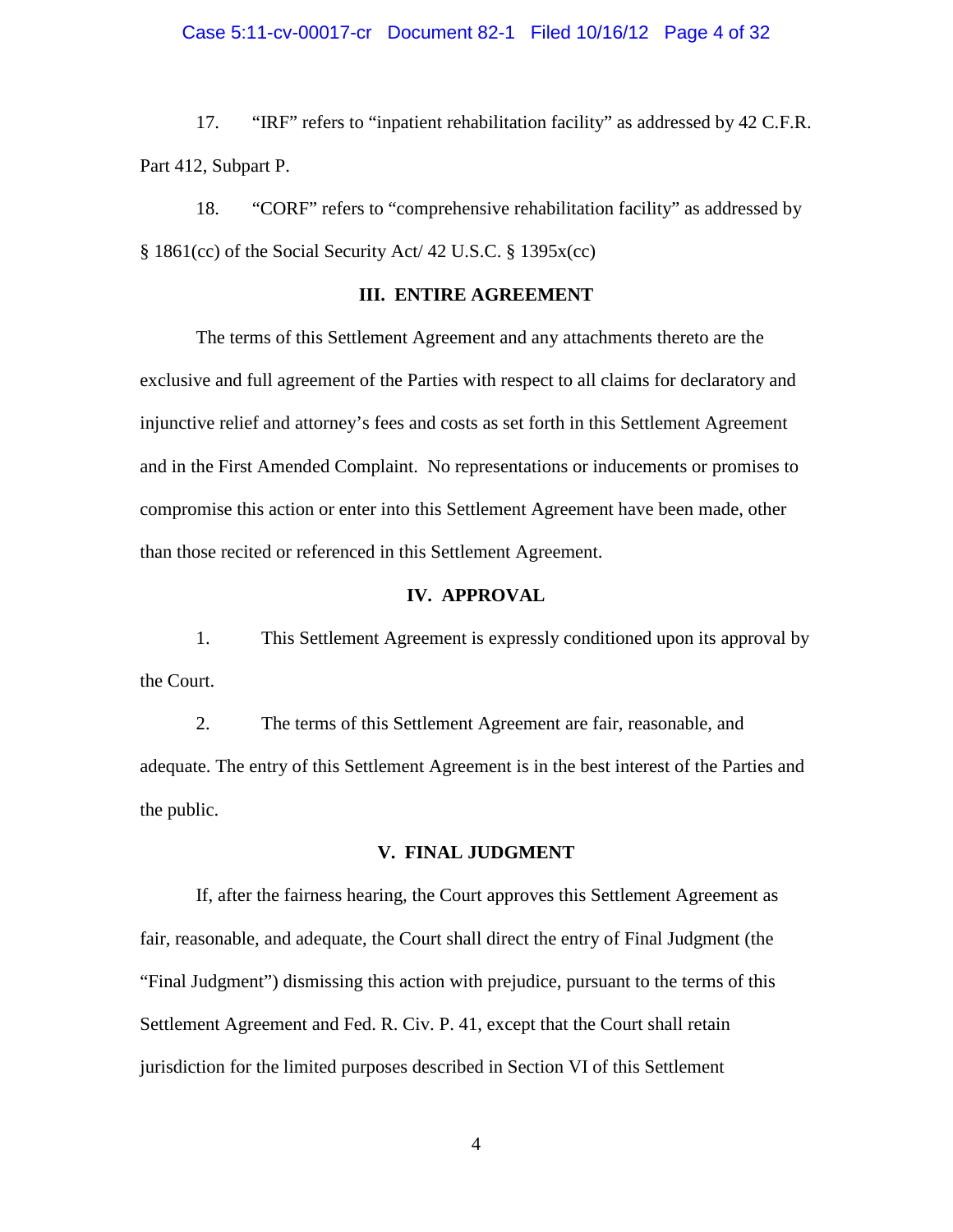17. "IRF" refers to "inpatient rehabilitation facility" as addressed by 42 C.F.R. Part 412, Subpart P.

18. "CORF" refers to "comprehensive rehabilitation facility" as addressed by § 1861(cc) of the Social Security Act/ 42 U.S.C. § 1395x(cc)

## III. ENTIRE AGREEMENT

The terms of this Settlement Agreement and any attachments thereto are the exclusive and full agreement of the Parties with respect to all claims for declaratory and injunctive relief and attorney's fees and costs as set forth in this Settlement Agreement and in the First Amended Complaint. No representations or inducements or promises to compromise this action or enter into this Settlement Agreement have been made, other than those recited or referenced in this Settlement Agreement.

## IV. APPROVAL

1. This Settlement Agreement is expressly conditioned upon its approval by the Court.

2. The terms of this Settlement Agreement are fair, reasonable, and adequate. The entry of this Settlement Agreement is in the best interest of the Parties and the public.

## V. FINAL JUDGMENT

If, after the fairness hearing, the Court approves this Settlement Agreement as fair, reasonable, and adequate, the Court shall direct the entry of Final Judgment (the "Final Judgment") dismissing this action with prejudice, pursuant to the terms of this Settlement Agreement and Fed. R. Civ. P. 41, except that the Court shall retain jurisdiction for the limited purposes described in Section VI of this Settlement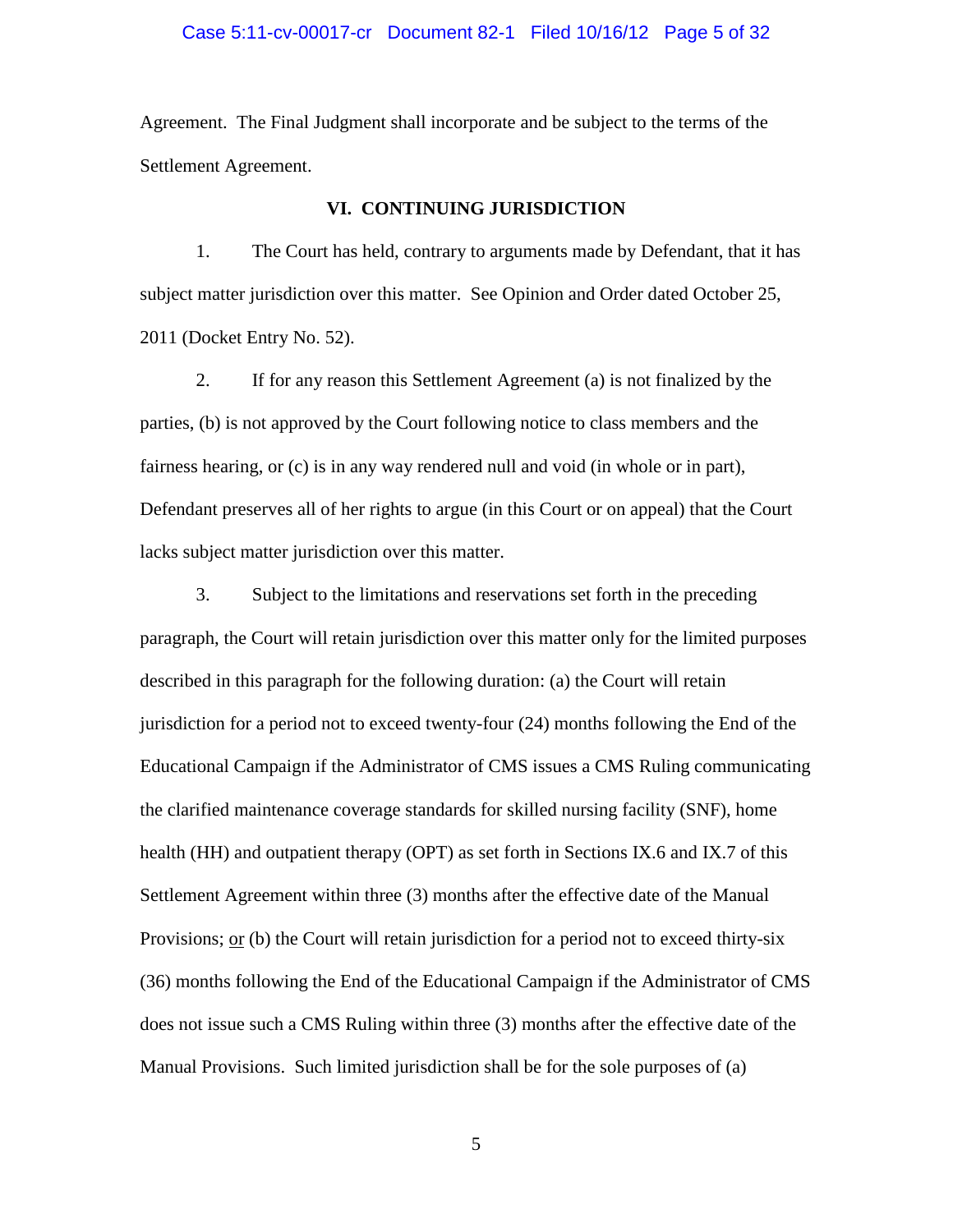Agreement. The Final Judgment shall incorporate and be subject to the terms of the Settlement Agreement.

## VI. CONTINUING JURISDICTION

1. The Court has held, contrary to arguments made by Defendant, that it has subject matter jurisdiction over this matter. See Opinion and Order dated October 25, 2011 (Docket Entry No. 52).

2. If for any reason this Settlement Agreement (a) is not finalized by the parties, (b) is not approved by the Court following notice to class members and the fairness hearing, or (c) is in any way rendered null and void (in whole or in part), Defendant preserves all of her rights to argue (in this Court or on appeal) that the Court lacks subject matter jurisdiction over this matter.

3. Subject to the limitations and reservations set forth in the preceding paragraph, the Court will retain jurisdiction over this matter only for the limited purposes described in this paragraph for the following duration: (a) the Court will retain jurisdiction for a period not to exceed twenty-four (24) months following the End of the Educational Campaign if the Administrator of CMS issues a CMS Ruling communicating the clarified maintenance coverage standards for skilled nursing facility (SNF), home health (HH) and outpatient therapy (OPT) as set forth in Sections IX.6 and IX.7 of this Settlement Agreement within three (3) months after the effective date of the Manual Provisions; <u>or</u> (b) the Court will retain jurisdiction for a period not to exceed thirty-six (36) months following the End of the Educational Campaign if the Administrator of CMS does not issue such a CMS Ruling within three (3) months after the effective date of the Manual Provisions. Such limited jurisdiction shall be for the sole purposes of (a)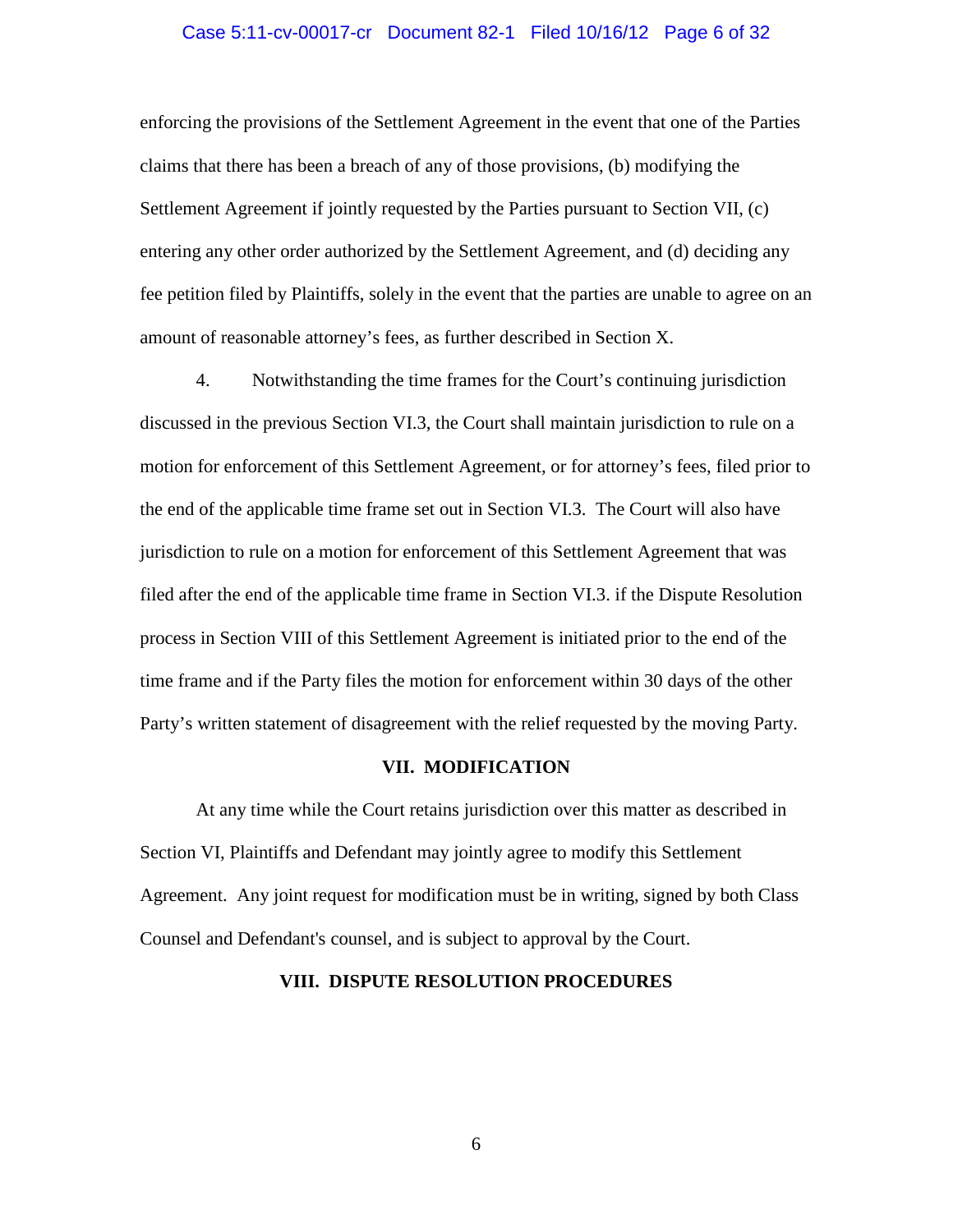enforcing the provisions of the Settlement Agreement in the event that one of the Parties claims that there has been a breach of any of those provisions, (b) modifying the Settlement Agreement if jointly requested by the Parties pursuant to Section VII, (c) entering any other order authorized by the Settlement Agreement, and (d) deciding any fee petition filed by Plaintiffs, solely in the event that the parties are unable to agree on an amount of reasonable attorney's fees, as further described in Section X.

4. Notwithstanding the time frames for the Court's continuing jurisdiction discussed in the previous Section VI.3, the Court shall maintain jurisdiction to rule on a motion for enforcement of this Settlement Agreement, or for attorney's fees, filed prior to the end of the applicable time frame set out in Section VI.3. The Court will also have jurisdiction to rule on a motion for enforcement of this Settlement Agreement that was filed after the end of the applicable time frame in Section VI.3. if the Dispute Resolution process in Section VIII of this Settlement Agreement is initiated prior to the end of the time frame and if the Party files the motion for enforcement within 30 days of the other Party's written statement of disagreement with the relief requested by the moving Party.

## VII. MODIFICATION

At any time while the Court retains jurisdiction over this matter as described in Section VI, Plaintiffs and Defendant may jointly agree to modify this Settlement Agreement. Any joint request for modification must be in writing, signed by both Class Counsel and Defendant's counsel, and is subject to approval by the Court.

## VIII. DISPUTE RESOLUTION PROCEDURES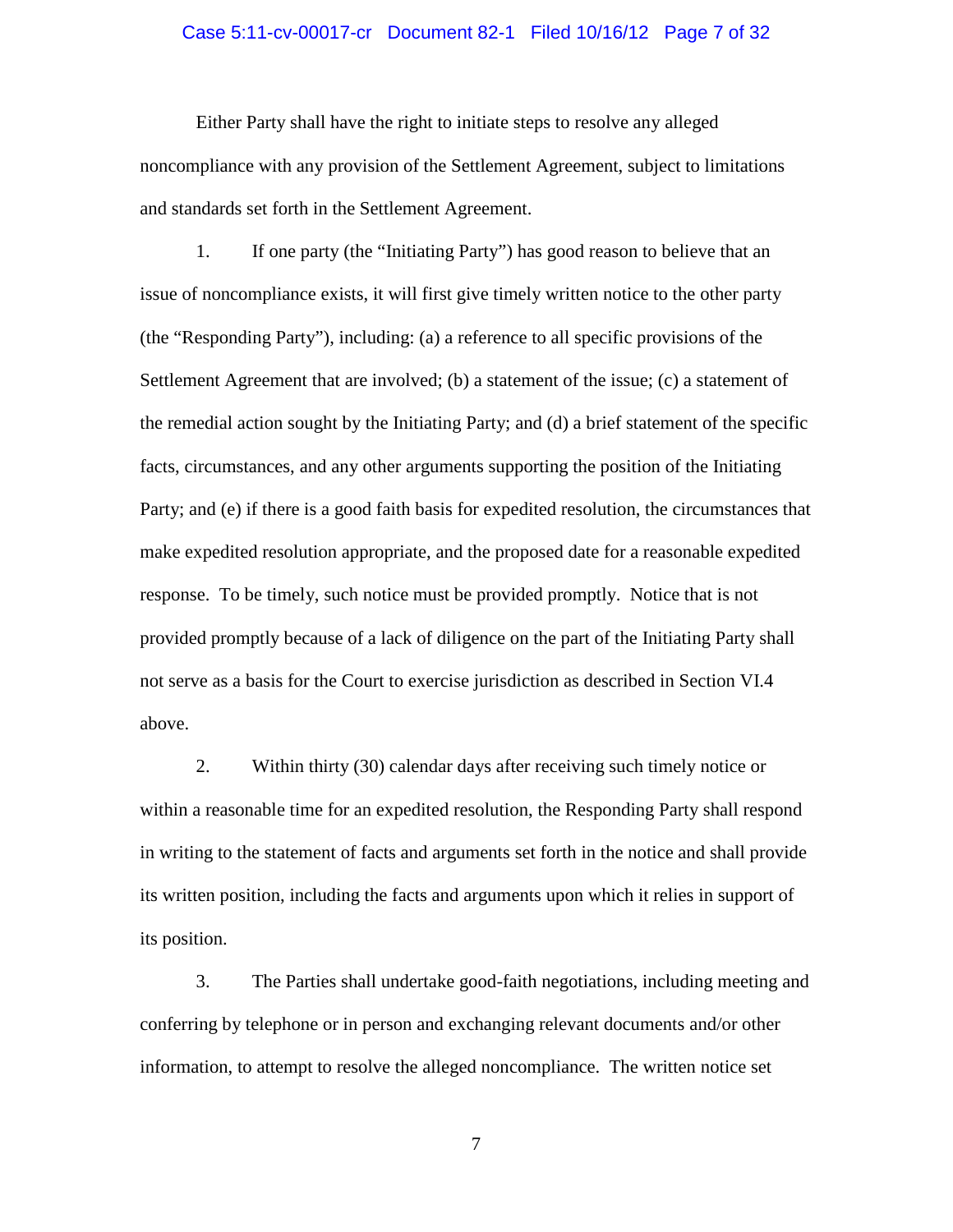Either Party shall have the right to initiate steps to resolve any alleged noncompliance with any provision of the Settlement Agreement, subject to limitations and standards set forth in the Settlement Agreement.

1. If one party (the "Initiating Party") has good reason to believe that an issue of noncompliance exists, it will first give timely written notice to the other party (the "Responding Party"), including: (a) a reference to all specific provisions of the Settlement Agreement that are involved; (b) a statement of the issue; (c) a statement of the remedial action sought by the Initiating Party; and (d) a brief statement of the specific facts, circumstances, and any other arguments supporting the position of the Initiating Party; and (e) if there is a good faith basis for expedited resolution, the circumstances that make expedited resolution appropriate, and the proposed date for a reasonable expedited response. To be timely, such notice must be provided promptly. Notice that is not provided promptly because of a lack of diligence on the part of the Initiating Party shall not serve as a basis for the Court to exercise jurisdiction as described in Section VI.4 above.

2. Within thirty (30) calendar days after receiving such timely notice or within a reasonable time for an expedited resolution, the Responding Party shall respond in writing to the statement of facts and arguments set forth in the notice and shall provide its written position, including the facts and arguments upon which it relies in support of its position.

3. The Parties shall undertake good-faith negotiations, including meeting and conferring by telephone or in person and exchanging relevant documents and/or other information, to attempt to resolve the alleged noncompliance. The written notice set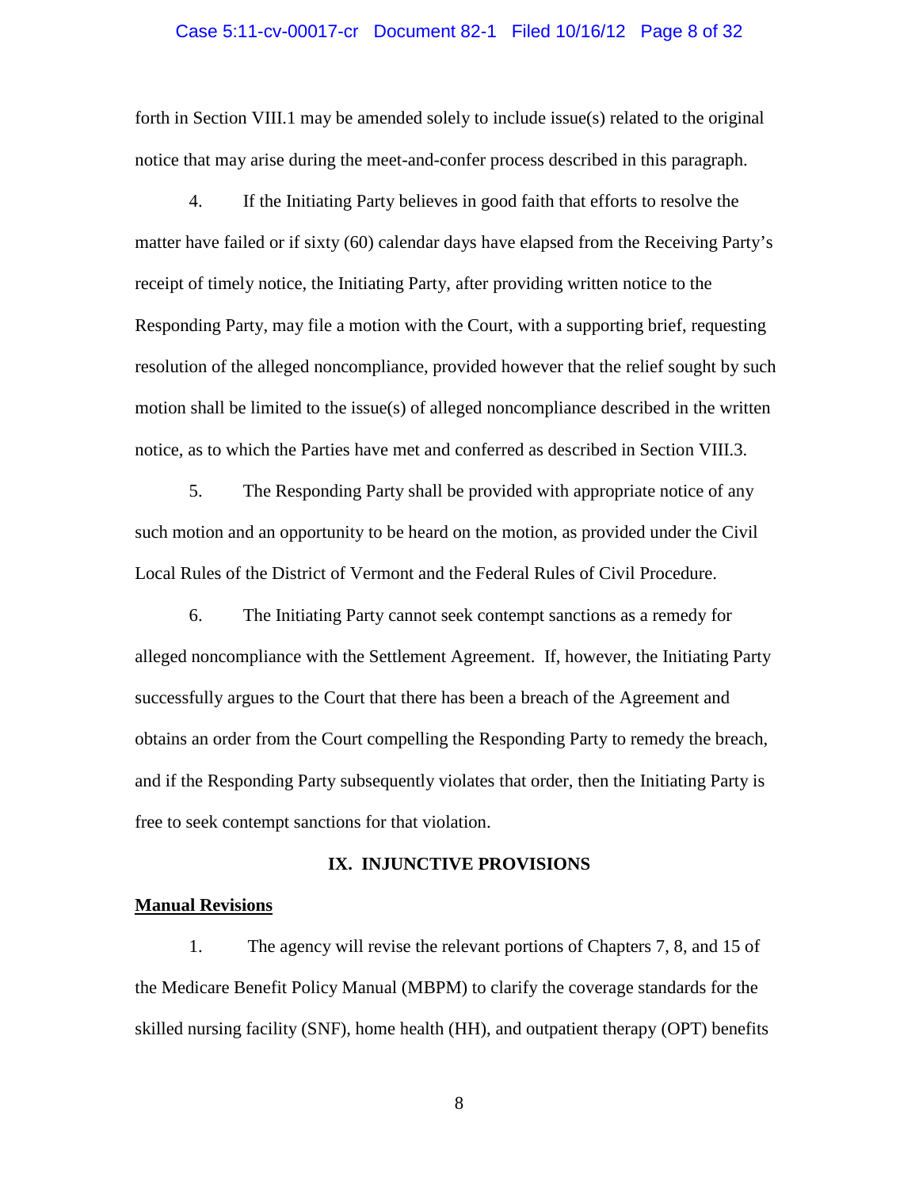forth in Section VIII.1 may be amended solely to include issue(s) related to the original notice that may arise during the meet-and-confer process described in this paragraph.

4. If the Initiating Party believes in good faith that efforts to resolve the matter have failed or if sixty (60) calendar days have elapsed from the Receiving Party's receipt of timely notice, the Initiating Party, after providing written notice to the Responding Party, may file a motion with the Court, with a supporting brief, requesting resolution of the alleged noncompliance, provided however that the relief sought by such motion shall be limited to the issue(s) of alleged noncompliance described in the written notice, as to which the Parties have met and conferred as described in Section VIII.3.

5. The Responding Party shall be provided with appropriate notice of any such motion and an opportunity to be heard on the motion, as provided under the Civil Local Rules of the District of Vermont and the Federal Rules of Civil Procedure.

6. The Initiating Party cannot seek contempt sanctions as a remedy for alleged noncompliance with the Settlement Agreement. If, however, the Initiating Party successfully argues to the Court that there has been a breach of the Agreement and obtains an order from the Court compelling the Responding Party to remedy the breach, and if the Responding Party subsequently violates that order, then the Initiating Party is free to seek contempt sanctions for that violation.

## IX. INJUNCTIVE PROVISIONS

**Manual Revisions**

1. The agency will revise the relevant portions of Chapters 7, 8, and 15 of the Medicare Benefit Policy Manual (MBPM) to clarify the coverage standards for the skilled nursing facility (SNF), home health (HH), and outpatient therapy (OPT) benefits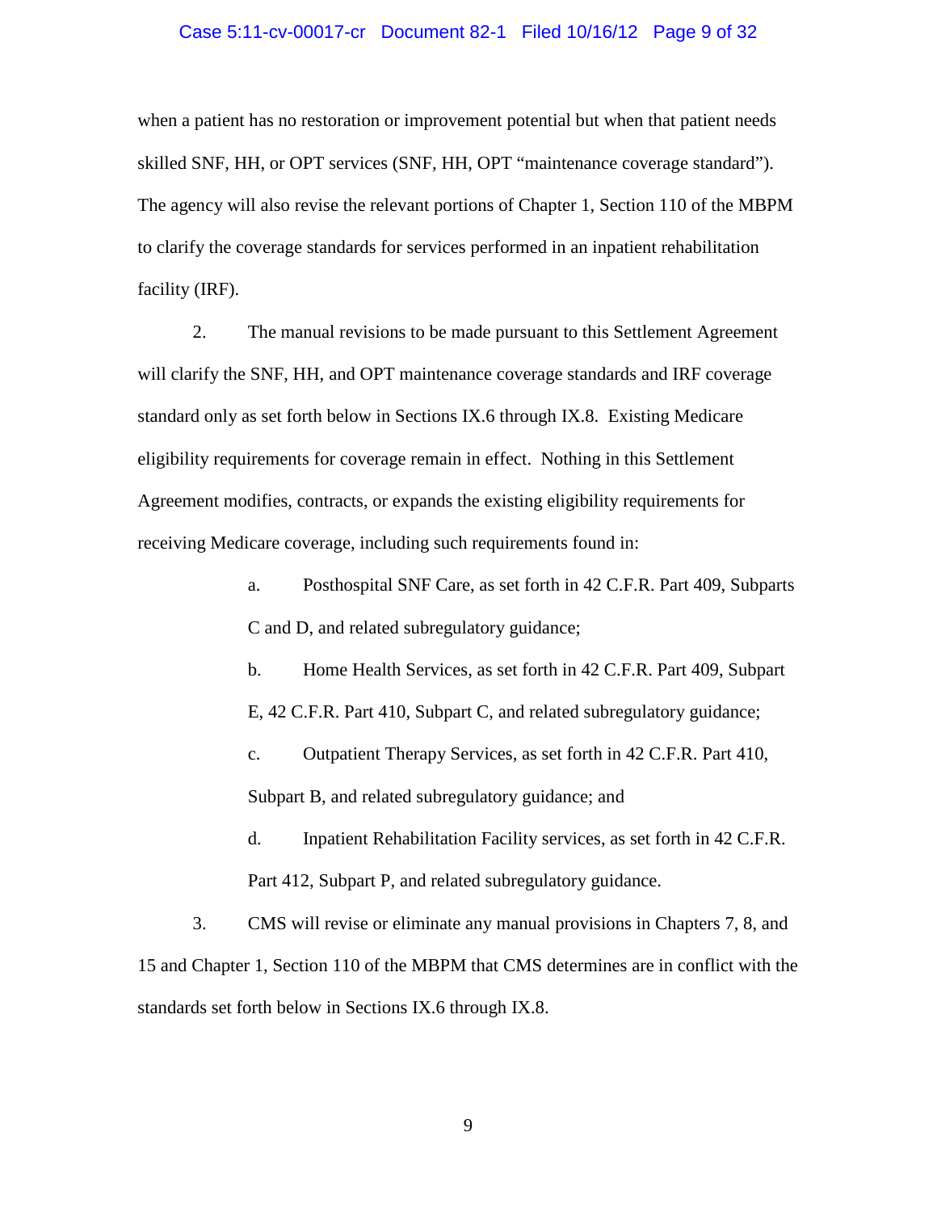when a patient has no restoration or improvement potential but when that patient needs skilled SNF, HH, or OPT services (SNF, HH, OPT "maintenance coverage standard"). The agency will also revise the relevant portions of Chapter 1, Section 110 of the MBPM to clarify the coverage standards for services performed in an inpatient rehabilitation facility (IRF).

2. The manual revisions to be made pursuant to this Settlement Agreement will clarify the SNF, HH, and OPT maintenance coverage standards and IRF coverage standard only as set forth below in Sections IX.6 through IX.8. Existing Medicare eligibility requirements for coverage remain in effect. Nothing in this Settlement Agreement modifies, contracts, or expands the existing eligibility requirements for receiving Medicare coverage, including such requirements found in:

> a. Posthospital SNF Care, as set forth in 42 C.F.R. Part 409, Subparts C and D, and related subregulatory guidance;
>
> b. Home Health Services, as set forth in 42 C.F.R. Part 409, Subpart E, 42 C.F.R. Part 410, Subpart C, and related subregulatory guidance;
>
> c. Outpatient Therapy Services, as set forth in 42 C.F.R. Part 410, Subpart B, and related subregulatory guidance; and
>
> d. Inpatient Rehabilitation Facility services, as set forth in 42 C.F.R. Part 412, Subpart P, and related subregulatory guidance.

3. CMS will revise or eliminate any manual provisions in Chapters 7, 8, and 15 and Chapter 1, Section 110 of the MBPM that CMS determines are in conflict with the standards set forth below in Sections IX.6 through IX.8.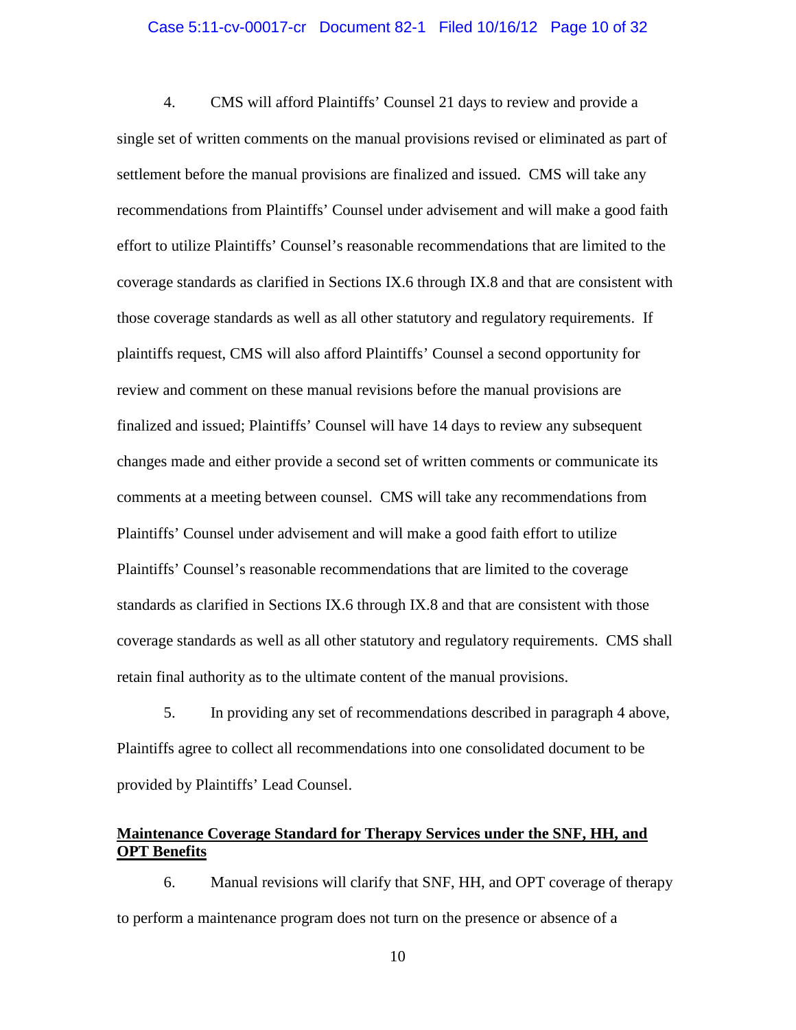4. CMS will afford Plaintiffs' Counsel 21 days to review and provide a single set of written comments on the manual provisions revised or eliminated as part of settlement before the manual provisions are finalized and issued. CMS will take any recommendations from Plaintiffs' Counsel under advisement and will make a good faith effort to utilize Plaintiffs' Counsel's reasonable recommendations that are limited to the coverage standards as clarified in Sections IX.6 through IX.8 and that are consistent with those coverage standards as well as all other statutory and regulatory requirements. If plaintiffs request, CMS will also afford Plaintiffs' Counsel a second opportunity for review and comment on these manual revisions before the manual provisions are finalized and issued; Plaintiffs' Counsel will have 14 days to review any subsequent changes made and either provide a second set of written comments or communicate its comments at a meeting between counsel. CMS will take any recommendations from Plaintiffs' Counsel under advisement and will make a good faith effort to utilize Plaintiffs' Counsel's reasonable recommendations that are limited to the coverage standards as clarified in Sections IX.6 through IX.8 and that are consistent with those coverage standards as well as all other statutory and regulatory requirements. CMS shall retain final authority as to the ultimate content of the manual provisions.

5. In providing any set of recommendations described in paragraph 4 above, Plaintiffs agree to collect all recommendations into one consolidated document to be provided by Plaintiffs' Lead Counsel.

**Maintenance Coverage Standard for Therapy Services under the SNF, HH, and OPT Benefits**

6. Manual revisions will clarify that SNF, HH, and OPT coverage of therapy to perform a maintenance program does not turn on the presence or absence of a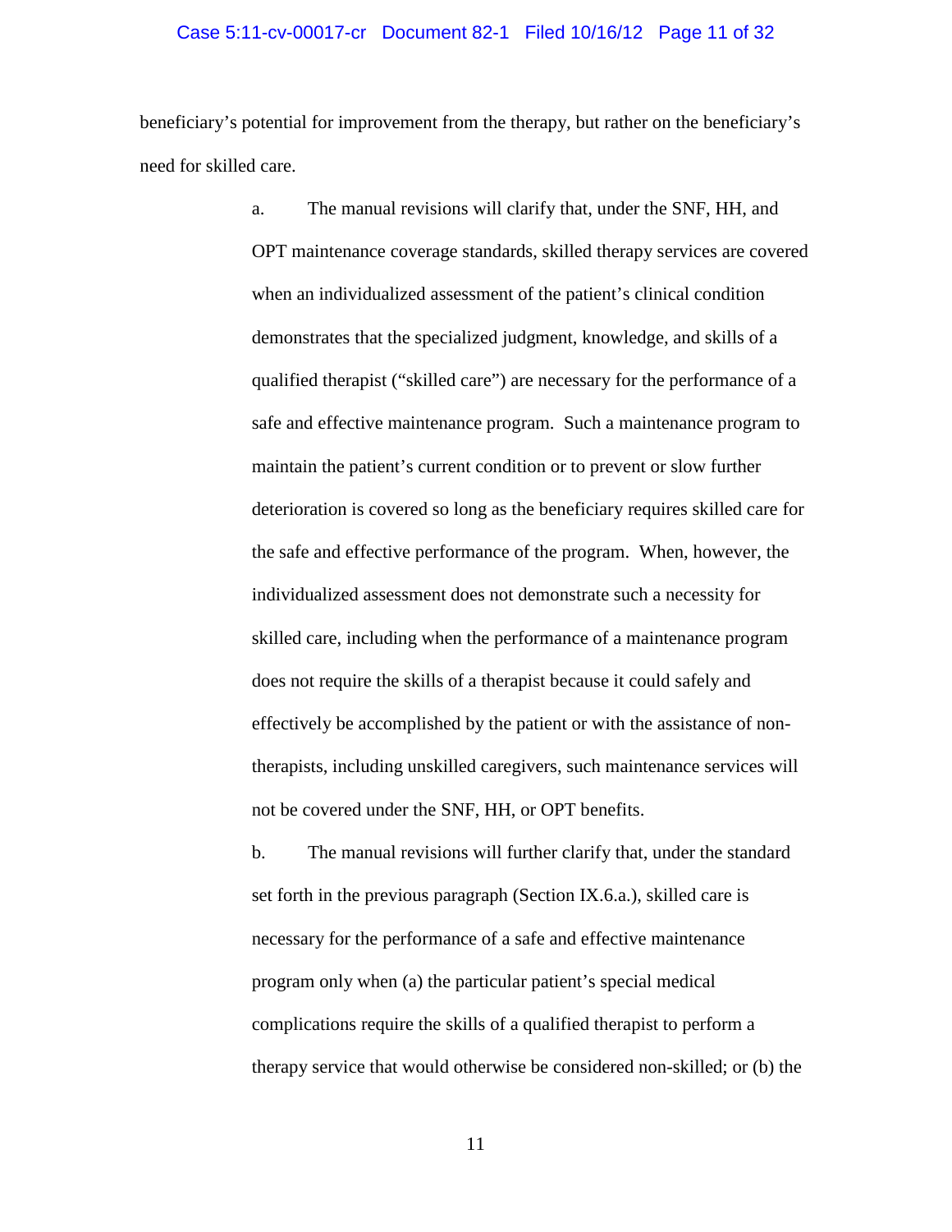beneficiary's potential for improvement from the therapy, but rather on the beneficiary's need for skilled care.

a. The manual revisions will clarify that, under the SNF, HH, and OPT maintenance coverage standards, skilled therapy services are covered when an individualized assessment of the patient's clinical condition demonstrates that the specialized judgment, knowledge, and skills of a qualified therapist ("skilled care") are necessary for the performance of a safe and effective maintenance program. Such a maintenance program to maintain the patient's current condition or to prevent or slow further deterioration is covered so long as the beneficiary requires skilled care for the safe and effective performance of the program. When, however, the individualized assessment does not demonstrate such a necessity for skilled care, including when the performance of a maintenance program does not require the skills of a therapist because it could safely and effectively be accomplished by the patient or with the assistance of non-therapists, including unskilled caregivers, such maintenance services will not be covered under the SNF, HH, or OPT benefits.

b. The manual revisions will further clarify that, under the standard set forth in the previous paragraph (Section IX.6.a.), skilled care is necessary for the performance of a safe and effective maintenance program only when (a) the particular patient's special medical complications require the skills of a qualified therapist to perform a therapy service that would otherwise be considered non-skilled; or (b) the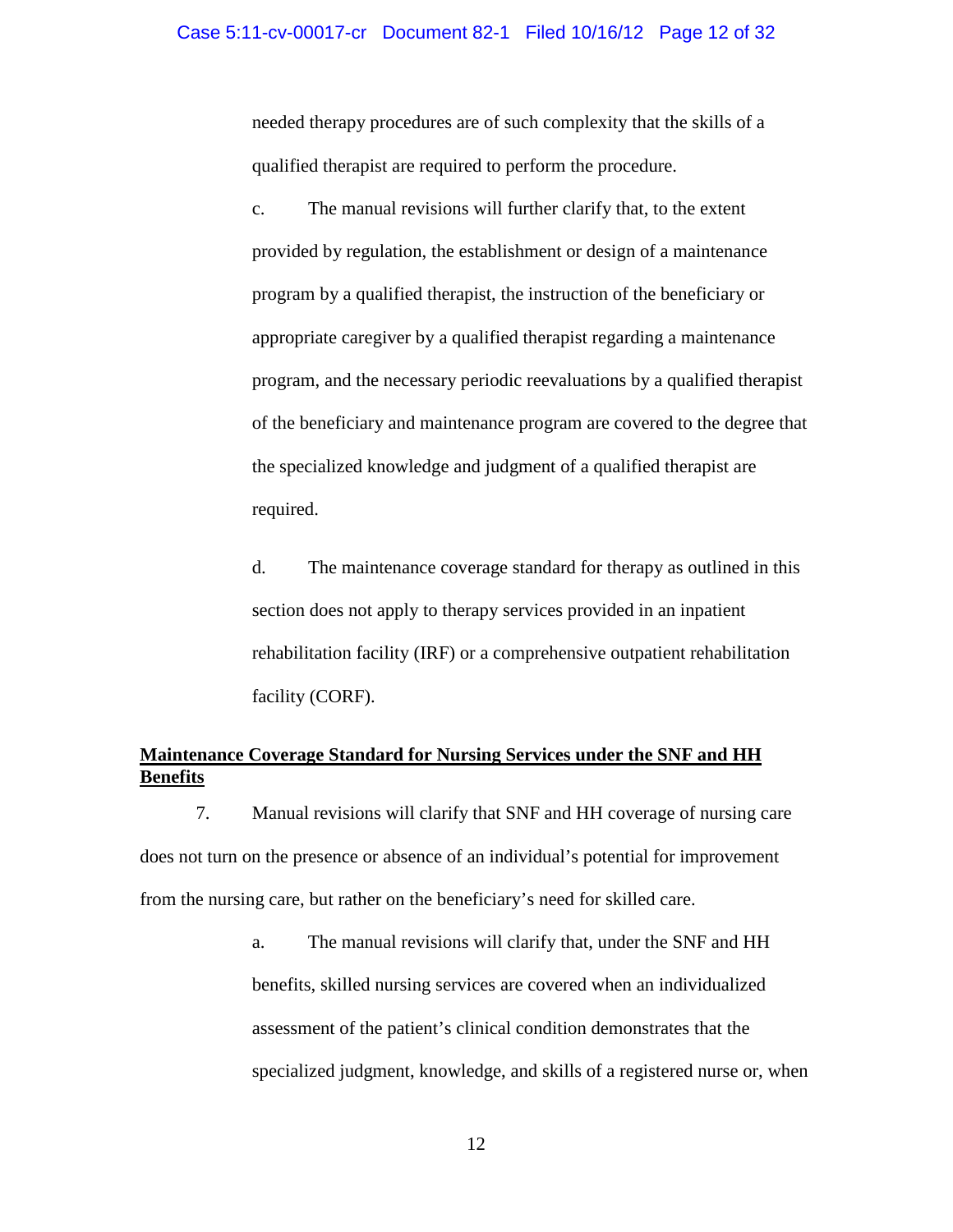needed therapy procedures are of such complexity that the skills of a qualified therapist are required to perform the procedure.

c. The manual revisions will further clarify that, to the extent provided by regulation, the establishment or design of a maintenance program by a qualified therapist, the instruction of the beneficiary or appropriate caregiver by a qualified therapist regarding a maintenance program, and the necessary periodic reevaluations by a qualified therapist of the beneficiary and maintenance program are covered to the degree that the specialized knowledge and judgment of a qualified therapist are required.

d. The maintenance coverage standard for therapy as outlined in this section does not apply to therapy services provided in an inpatient rehabilitation facility (IRF) or a comprehensive outpatient rehabilitation facility (CORF).

**Maintenance Coverage Standard for Nursing Services under the SNF and HH Benefits**

7. Manual revisions will clarify that SNF and HH coverage of nursing care does not turn on the presence or absence of an individual's potential for improvement from the nursing care, but rather on the beneficiary's need for skilled care.

a. The manual revisions will clarify that, under the SNF and HH benefits, skilled nursing services are covered when an individualized assessment of the patient's clinical condition demonstrates that the specialized judgment, knowledge, and skills of a registered nurse or, when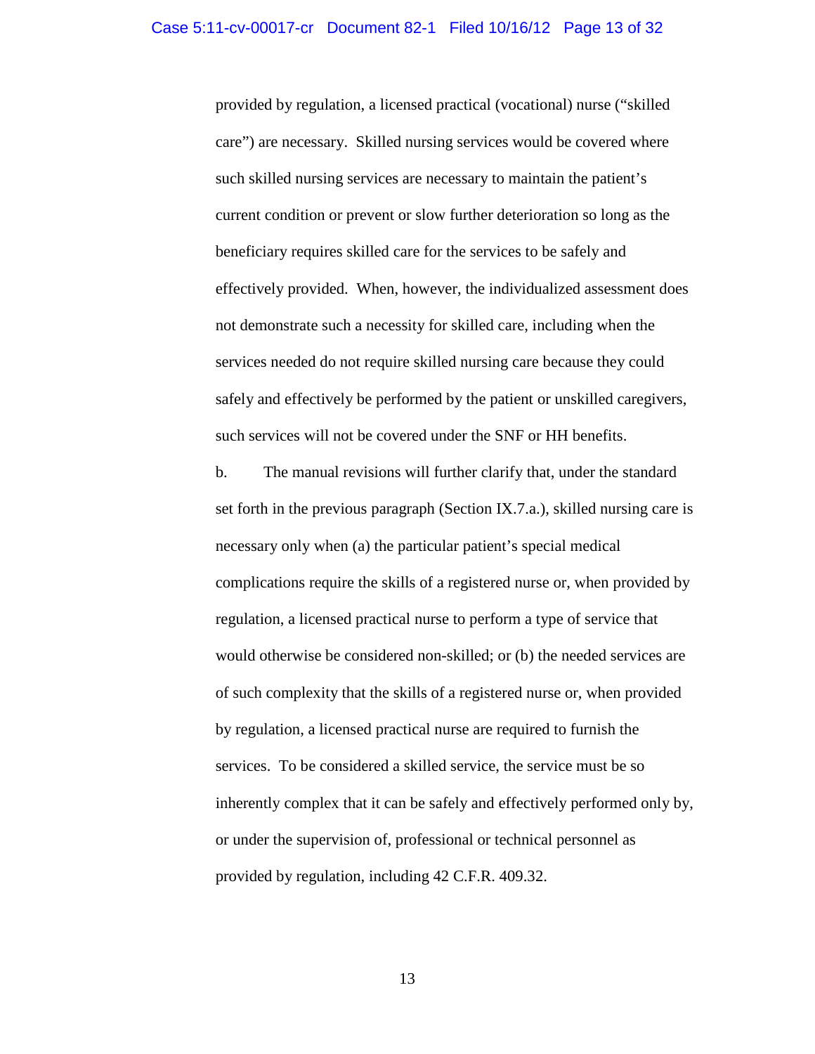provided by regulation, a licensed practical (vocational) nurse ("skilled care") are necessary. Skilled nursing services would be covered where such skilled nursing services are necessary to maintain the patient's current condition or prevent or slow further deterioration so long as the beneficiary requires skilled care for the services to be safely and effectively provided. When, however, the individualized assessment does not demonstrate such a necessity for skilled care, including when the services needed do not require skilled nursing care because they could safely and effectively be performed by the patient or unskilled caregivers, such services will not be covered under the SNF or HH benefits.

b. The manual revisions will further clarify that, under the standard set forth in the previous paragraph (Section IX.7.a.), skilled nursing care is necessary only when (a) the particular patient's special medical complications require the skills of a registered nurse or, when provided by regulation, a licensed practical nurse to perform a type of service that would otherwise be considered non-skilled; or (b) the needed services are of such complexity that the skills of a registered nurse or, when provided by regulation, a licensed practical nurse are required to furnish the services. To be considered a skilled service, the service must be so inherently complex that it can be safely and effectively performed only by, or under the supervision of, professional or technical personnel as provided by regulation, including 42 C.F.R. 409.32.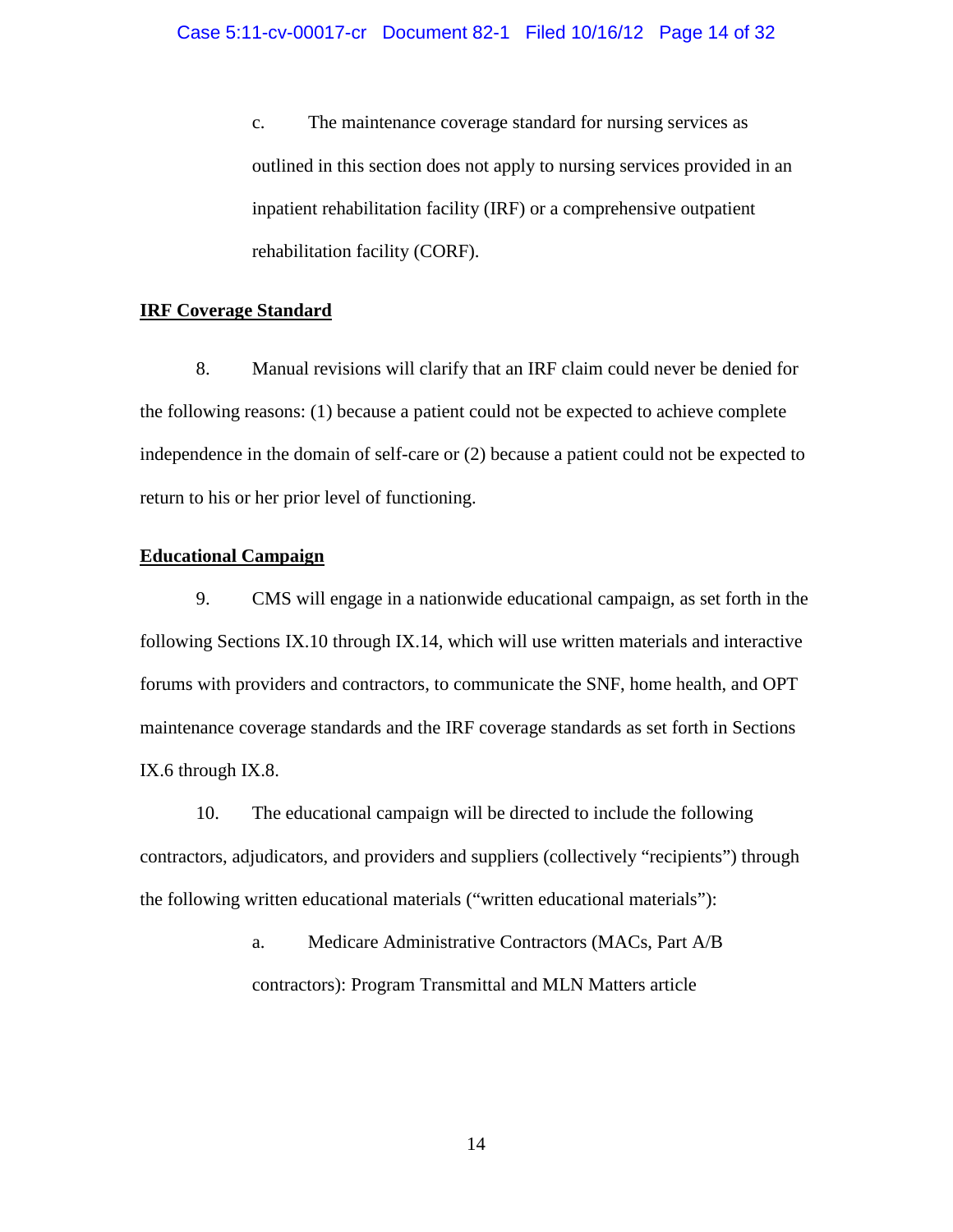c. The maintenance coverage standard for nursing services as outlined in this section does not apply to nursing services provided in an inpatient rehabilitation facility (IRF) or a comprehensive outpatient rehabilitation facility (CORF).

**IRF Coverage Standard**

8. Manual revisions will clarify that an IRF claim could never be denied for the following reasons: (1) because a patient could not be expected to achieve complete independence in the domain of self-care or (2) because a patient could not be expected to return to his or her prior level of functioning.

**Educational Campaign**

9. CMS will engage in a nationwide educational campaign, as set forth in the following Sections IX.10 through IX.14, which will use written materials and interactive forums with providers and contractors, to communicate the SNF, home health, and OPT maintenance coverage standards and the IRF coverage standards as set forth in Sections IX.6 through IX.8.

10. The educational campaign will be directed to include the following contractors, adjudicators, and providers and suppliers (collectively "recipients") through the following written educational materials ("written educational materials"):

a. Medicare Administrative Contractors (MACs, Part A/B contractors): Program Transmittal and MLN Matters article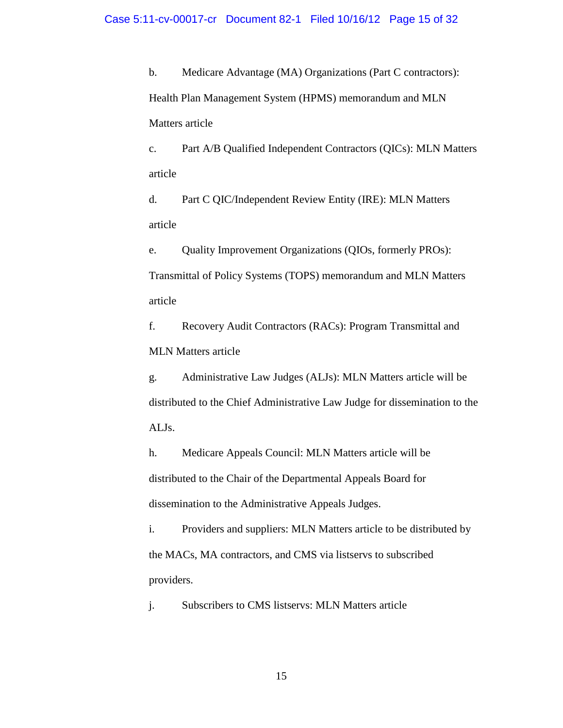b. Medicare Advantage (MA) Organizations (Part C contractors): Health Plan Management System (HPMS) memorandum and MLN Matters article

c. Part A/B Qualified Independent Contractors (QICs): MLN Matters article

d. Part C QIC/Independent Review Entity (IRE): MLN Matters article

e. Quality Improvement Organizations (QIOs, formerly PROs): Transmittal of Policy Systems (TOPS) memorandum and MLN Matters article

f. Recovery Audit Contractors (RACs): Program Transmittal and MLN Matters article

g. Administrative Law Judges (ALJs): MLN Matters article will be distributed to the Chief Administrative Law Judge for dissemination to the ALJs.

h. Medicare Appeals Council: MLN Matters article will be distributed to the Chair of the Departmental Appeals Board for dissemination to the Administrative Appeals Judges.

i. Providers and suppliers: MLN Matters article to be distributed by the MACs, MA contractors, and CMS via listservs to subscribed providers.

j. Subscribers to CMS listservs: MLN Matters article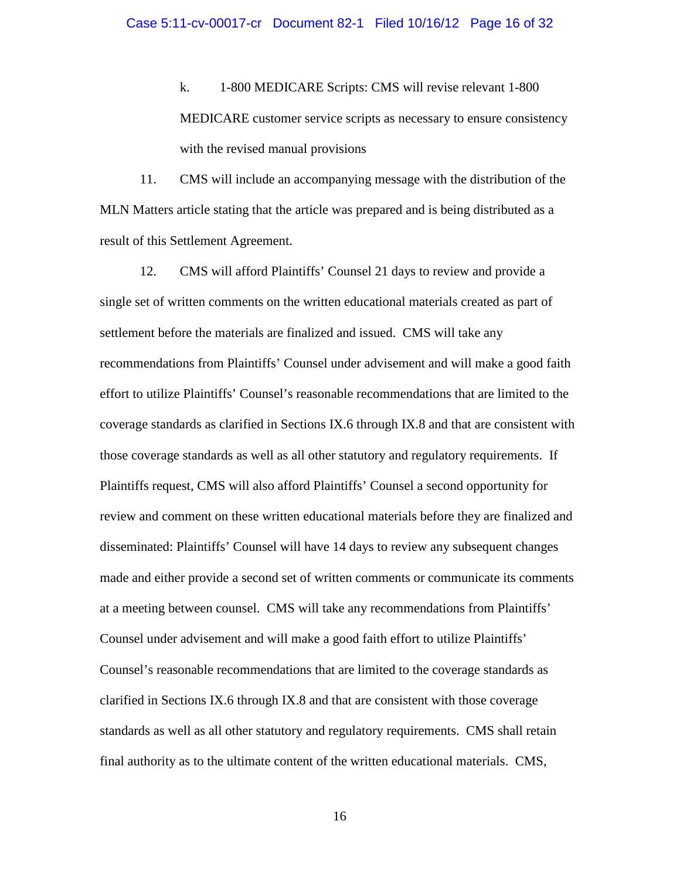k. 1-800 MEDICARE Scripts: CMS will revise relevant 1-800 MEDICARE customer service scripts as necessary to ensure consistency with the revised manual provisions

11. CMS will include an accompanying message with the distribution of the MLN Matters article stating that the article was prepared and is being distributed as a result of this Settlement Agreement.

12. CMS will afford Plaintiffs' Counsel 21 days to review and provide a single set of written comments on the written educational materials created as part of settlement before the materials are finalized and issued. CMS will take any recommendations from Plaintiffs' Counsel under advisement and will make a good faith effort to utilize Plaintiffs' Counsel's reasonable recommendations that are limited to the coverage standards as clarified in Sections IX.6 through IX.8 and that are consistent with those coverage standards as well as all other statutory and regulatory requirements. If Plaintiffs request, CMS will also afford Plaintiffs' Counsel a second opportunity for review and comment on these written educational materials before they are finalized and disseminated: Plaintiffs' Counsel will have 14 days to review any subsequent changes made and either provide a second set of written comments or communicate its comments at a meeting between counsel. CMS will take any recommendations from Plaintiffs' Counsel under advisement and will make a good faith effort to utilize Plaintiffs' Counsel's reasonable recommendations that are limited to the coverage standards as clarified in Sections IX.6 through IX.8 and that are consistent with those coverage standards as well as all other statutory and regulatory requirements. CMS shall retain final authority as to the ultimate content of the written educational materials. CMS,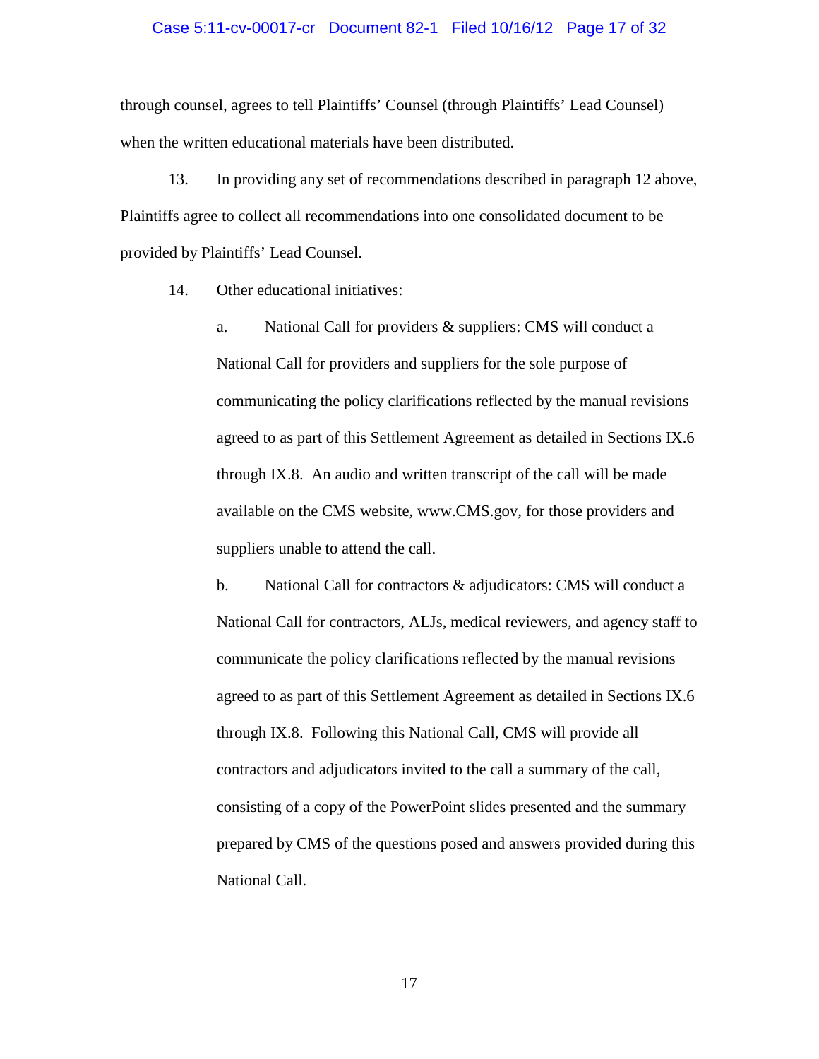through counsel, agrees to tell Plaintiffs' Counsel (through Plaintiffs' Lead Counsel) when the written educational materials have been distributed.

13. In providing any set of recommendations described in paragraph 12 above, Plaintiffs agree to collect all recommendations into one consolidated document to be provided by Plaintiffs' Lead Counsel.

14. Other educational initiatives:

a. National Call for providers & suppliers: CMS will conduct a National Call for providers and suppliers for the sole purpose of communicating the policy clarifications reflected by the manual revisions agreed to as part of this Settlement Agreement as detailed in Sections IX.6 through IX.8. An audio and written transcript of the call will be made available on the CMS website, www.CMS.gov, for those providers and suppliers unable to attend the call.

b. National Call for contractors & adjudicators: CMS will conduct a National Call for contractors, ALJs, medical reviewers, and agency staff to communicate the policy clarifications reflected by the manual revisions agreed to as part of this Settlement Agreement as detailed in Sections IX.6 through IX.8. Following this National Call, CMS will provide all contractors and adjudicators invited to the call a summary of the call, consisting of a copy of the PowerPoint slides presented and the summary prepared by CMS of the questions posed and answers provided during this National Call.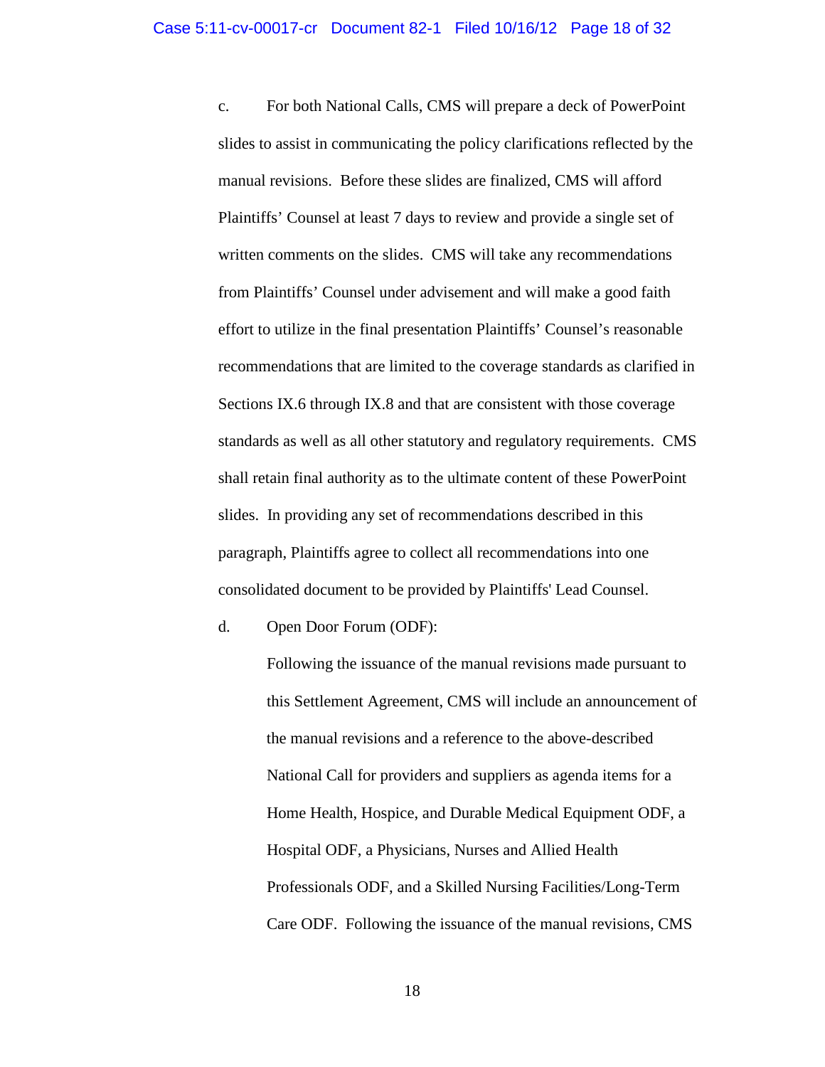c. For both National Calls, CMS will prepare a deck of PowerPoint slides to assist in communicating the policy clarifications reflected by the manual revisions. Before these slides are finalized, CMS will afford Plaintiffs' Counsel at least 7 days to review and provide a single set of written comments on the slides. CMS will take any recommendations from Plaintiffs' Counsel under advisement and will make a good faith effort to utilize in the final presentation Plaintiffs' Counsel's reasonable recommendations that are limited to the coverage standards as clarified in Sections IX.6 through IX.8 and that are consistent with those coverage standards as well as all other statutory and regulatory requirements. CMS shall retain final authority as to the ultimate content of these PowerPoint slides. In providing any set of recommendations described in this paragraph, Plaintiffs agree to collect all recommendations into one consolidated document to be provided by Plaintiffs' Lead Counsel.

d. Open Door Forum (ODF):

Following the issuance of the manual revisions made pursuant to this Settlement Agreement, CMS will include an announcement of the manual revisions and a reference to the above-described National Call for providers and suppliers as agenda items for a Home Health, Hospice, and Durable Medical Equipment ODF, a Hospital ODF, a Physicians, Nurses and Allied Health Professionals ODF, and a Skilled Nursing Facilities/Long-Term Care ODF. Following the issuance of the manual revisions, CMS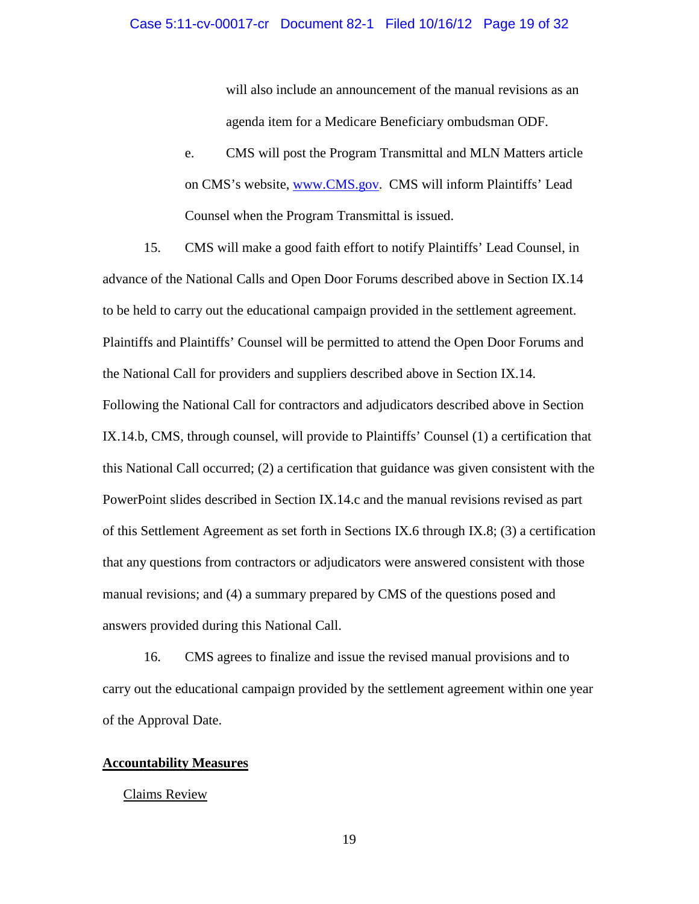will also include an announcement of the manual revisions as an agenda item for a Medicare Beneficiary ombudsman ODF.

e. CMS will post the Program Transmittal and MLN Matters article on CMS's website, [www.CMS.gov](www.CMS.gov). CMS will inform Plaintiffs' Lead Counsel when the Program Transmittal is issued.

15. CMS will make a good faith effort to notify Plaintiffs' Lead Counsel, in advance of the National Calls and Open Door Forums described above in Section IX.14 to be held to carry out the educational campaign provided in the settlement agreement. Plaintiffs and Plaintiffs' Counsel will be permitted to attend the Open Door Forums and the National Call for providers and suppliers described above in Section IX.14. Following the National Call for contractors and adjudicators described above in Section IX.14.b, CMS, through counsel, will provide to Plaintiffs' Counsel (1) a certification that this National Call occurred; (2) a certification that guidance was given consistent with the PowerPoint slides described in Section IX.14.c and the manual revisions revised as part of this Settlement Agreement as set forth in Sections IX.6 through IX.8; (3) a certification that any questions from contractors or adjudicators were answered consistent with those manual revisions; and (4) a summary prepared by CMS of the questions posed and answers provided during this National Call.

16. CMS agrees to finalize and issue the revised manual provisions and to carry out the educational campaign provided by the settlement agreement within one year of the Approval Date.

**Accountability Measures**

Claims Review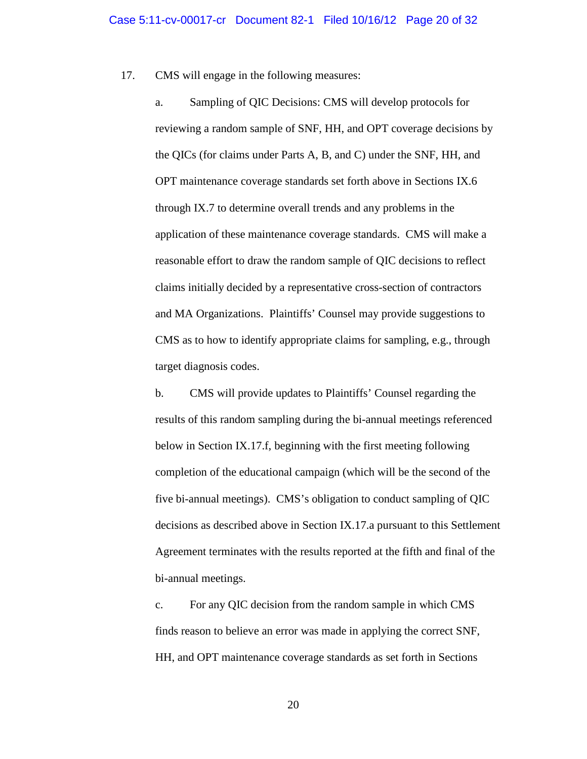17. CMS will engage in the following measures:

a. Sampling of QIC Decisions: CMS will develop protocols for reviewing a random sample of SNF, HH, and OPT coverage decisions by the QICs (for claims under Parts A, B, and C) under the SNF, HH, and OPT maintenance coverage standards set forth above in Sections IX.6 through IX.7 to determine overall trends and any problems in the application of these maintenance coverage standards. CMS will make a reasonable effort to draw the random sample of QIC decisions to reflect claims initially decided by a representative cross-section of contractors and MA Organizations. Plaintiffs' Counsel may provide suggestions to CMS as to how to identify appropriate claims for sampling, e.g., through target diagnosis codes.

b. CMS will provide updates to Plaintiffs' Counsel regarding the results of this random sampling during the bi-annual meetings referenced below in Section IX.17.f, beginning with the first meeting following completion of the educational campaign (which will be the second of the five bi-annual meetings). CMS's obligation to conduct sampling of QIC decisions as described above in Section IX.17.a pursuant to this Settlement Agreement terminates with the results reported at the fifth and final of the bi-annual meetings.

c. For any QIC decision from the random sample in which CMS finds reason to believe an error was made in applying the correct SNF, HH, and OPT maintenance coverage standards as set forth in Sections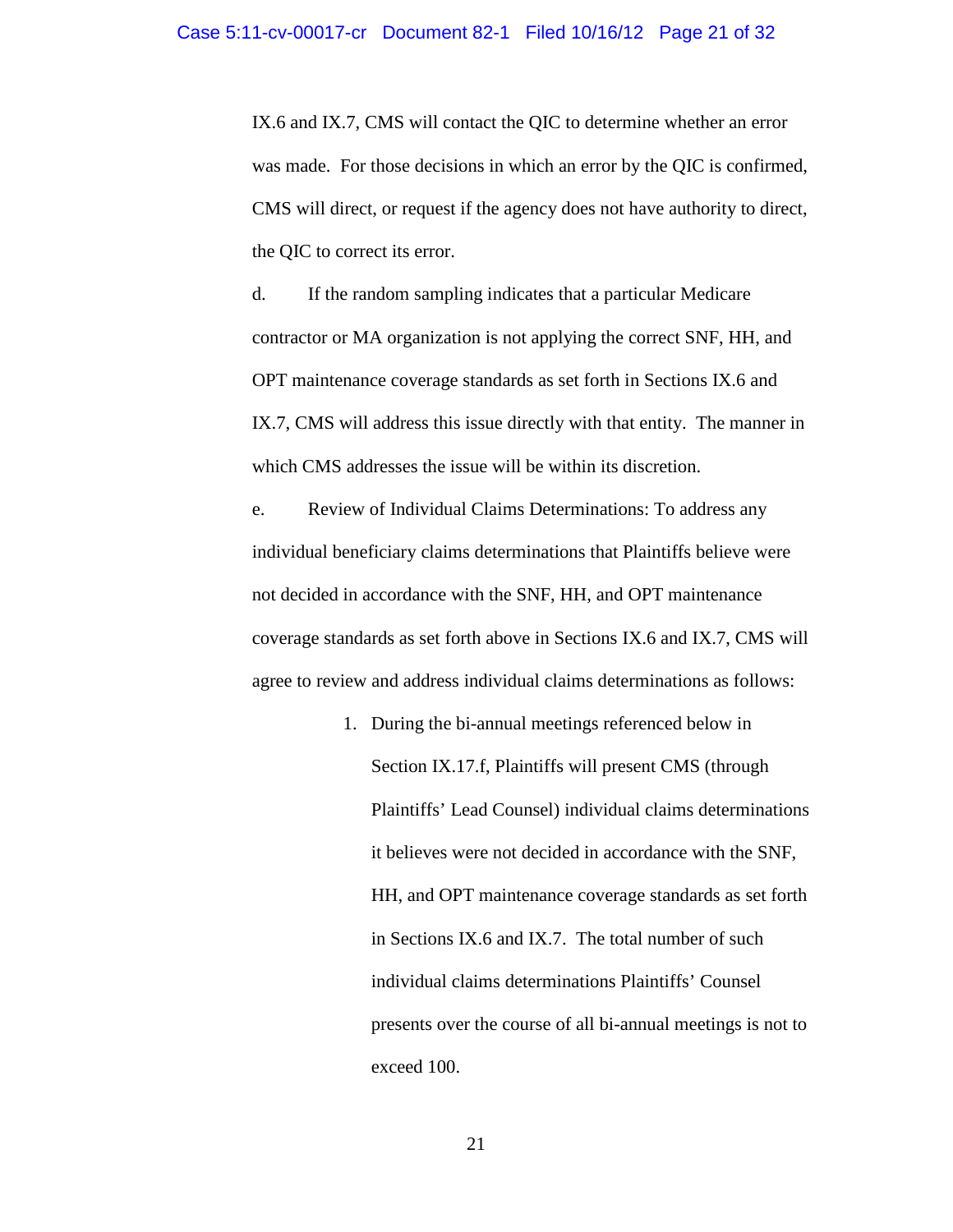IX.6 and IX.7, CMS will contact the QIC to determine whether an error was made. For those decisions in which an error by the QIC is confirmed, CMS will direct, or request if the agency does not have authority to direct, the QIC to correct its error.

d. If the random sampling indicates that a particular Medicare contractor or MA organization is not applying the correct SNF, HH, and OPT maintenance coverage standards as set forth in Sections IX.6 and IX.7, CMS will address this issue directly with that entity. The manner in which CMS addresses the issue will be within its discretion.

e. Review of Individual Claims Determinations: To address any individual beneficiary claims determinations that Plaintiffs believe were not decided in accordance with the SNF, HH, and OPT maintenance coverage standards as set forth above in Sections IX.6 and IX.7, CMS will agree to review and address individual claims determinations as follows:

1. During the bi-annual meetings referenced below in Section IX.17.f, Plaintiffs will present CMS (through Plaintiffs' Lead Counsel) individual claims determinations it believes were not decided in accordance with the SNF, HH, and OPT maintenance coverage standards as set forth in Sections IX.6 and IX.7. The total number of such individual claims determinations Plaintiffs' Counsel presents over the course of all bi-annual meetings is not to exceed 100.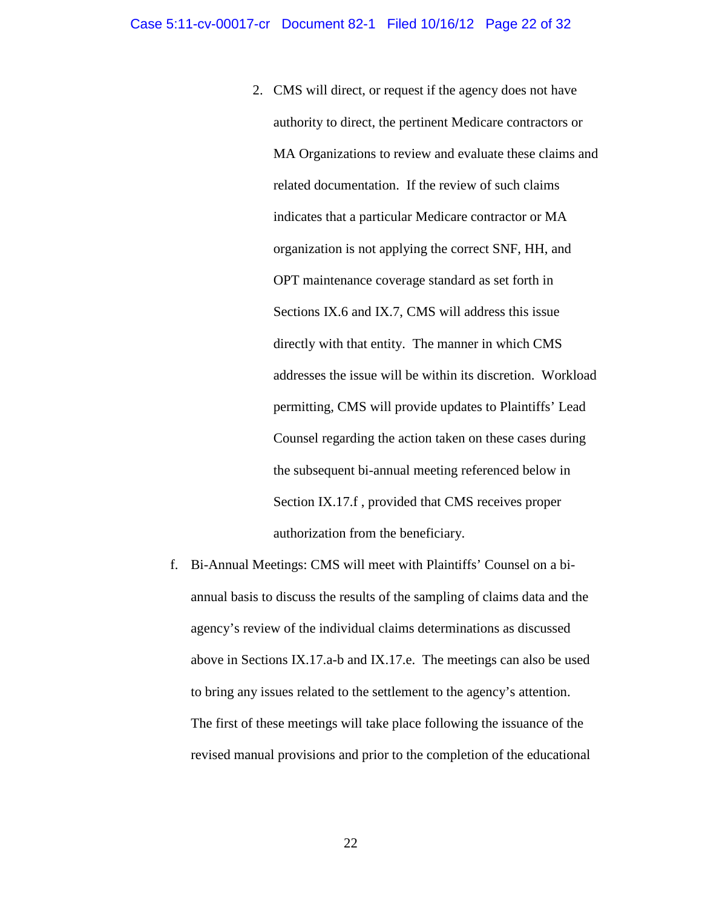2. CMS will direct, or request if the agency does not have authority to direct, the pertinent Medicare contractors or MA Organizations to review and evaluate these claims and related documentation. If the review of such claims indicates that a particular Medicare contractor or MA organization is not applying the correct SNF, HH, and OPT maintenance coverage standard as set forth in Sections IX.6 and IX.7, CMS will address this issue directly with that entity. The manner in which CMS addresses the issue will be within its discretion. Workload permitting, CMS will provide updates to Plaintiffs' Lead Counsel regarding the action taken on these cases during the subsequent bi-annual meeting referenced below in Section IX.17.f , provided that CMS receives proper authorization from the beneficiary.

f. Bi-Annual Meetings: CMS will meet with Plaintiffs' Counsel on a bi-annual basis to discuss the results of the sampling of claims data and the agency's review of the individual claims determinations as discussed above in Sections IX.17.a-b and IX.17.e. The meetings can also be used to bring any issues related to the settlement to the agency's attention. The first of these meetings will take place following the issuance of the revised manual provisions and prior to the completion of the educational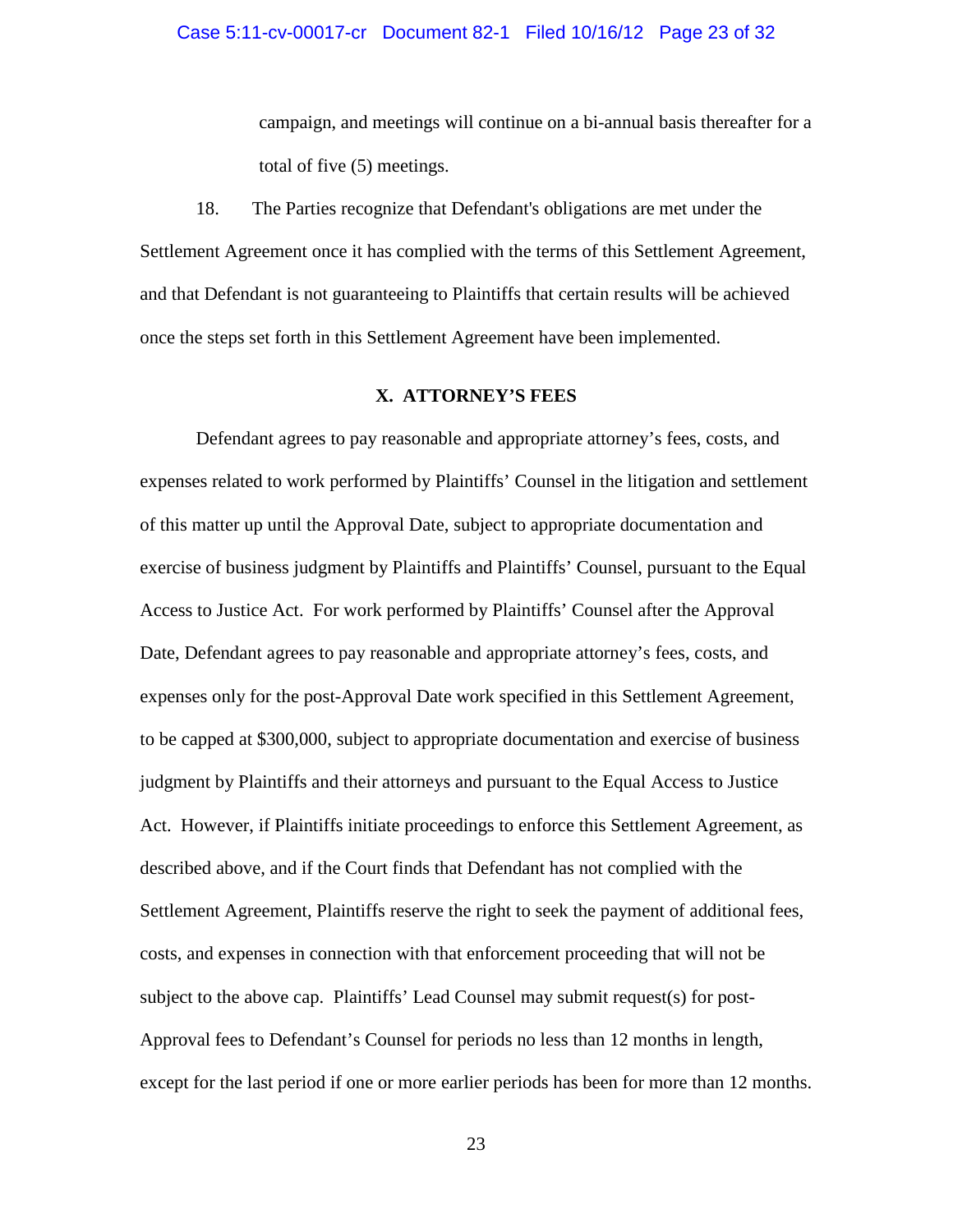campaign, and meetings will continue on a bi-annual basis thereafter for a total of five (5) meetings.

18. The Parties recognize that Defendant's obligations are met under the Settlement Agreement once it has complied with the terms of this Settlement Agreement, and that Defendant is not guaranteeing to Plaintiffs that certain results will be achieved once the steps set forth in this Settlement Agreement have been implemented.

## X. ATTORNEY'S FEES

Defendant agrees to pay reasonable and appropriate attorney's fees, costs, and expenses related to work performed by Plaintiffs' Counsel in the litigation and settlement of this matter up until the Approval Date, subject to appropriate documentation and exercise of business judgment by Plaintiffs and Plaintiffs' Counsel, pursuant to the Equal Access to Justice Act. For work performed by Plaintiffs' Counsel after the Approval Date, Defendant agrees to pay reasonable and appropriate attorney's fees, costs, and expenses only for the post-Approval Date work specified in this Settlement Agreement, to be capped at $300,000, subject to appropriate documentation and exercise of business judgment by Plaintiffs and their attorneys and pursuant to the Equal Access to Justice Act. However, if Plaintiffs initiate proceedings to enforce this Settlement Agreement, as described above, and if the Court finds that Defendant has not complied with the Settlement Agreement, Plaintiffs reserve the right to seek the payment of additional fees, costs, and expenses in connection with that enforcement proceeding that will not be subject to the above cap. Plaintiffs' Lead Counsel may submit request(s) for post-Approval fees to Defendant's Counsel for periods no less than 12 months in length, except for the last period if one or more earlier periods has been for more than 12 months.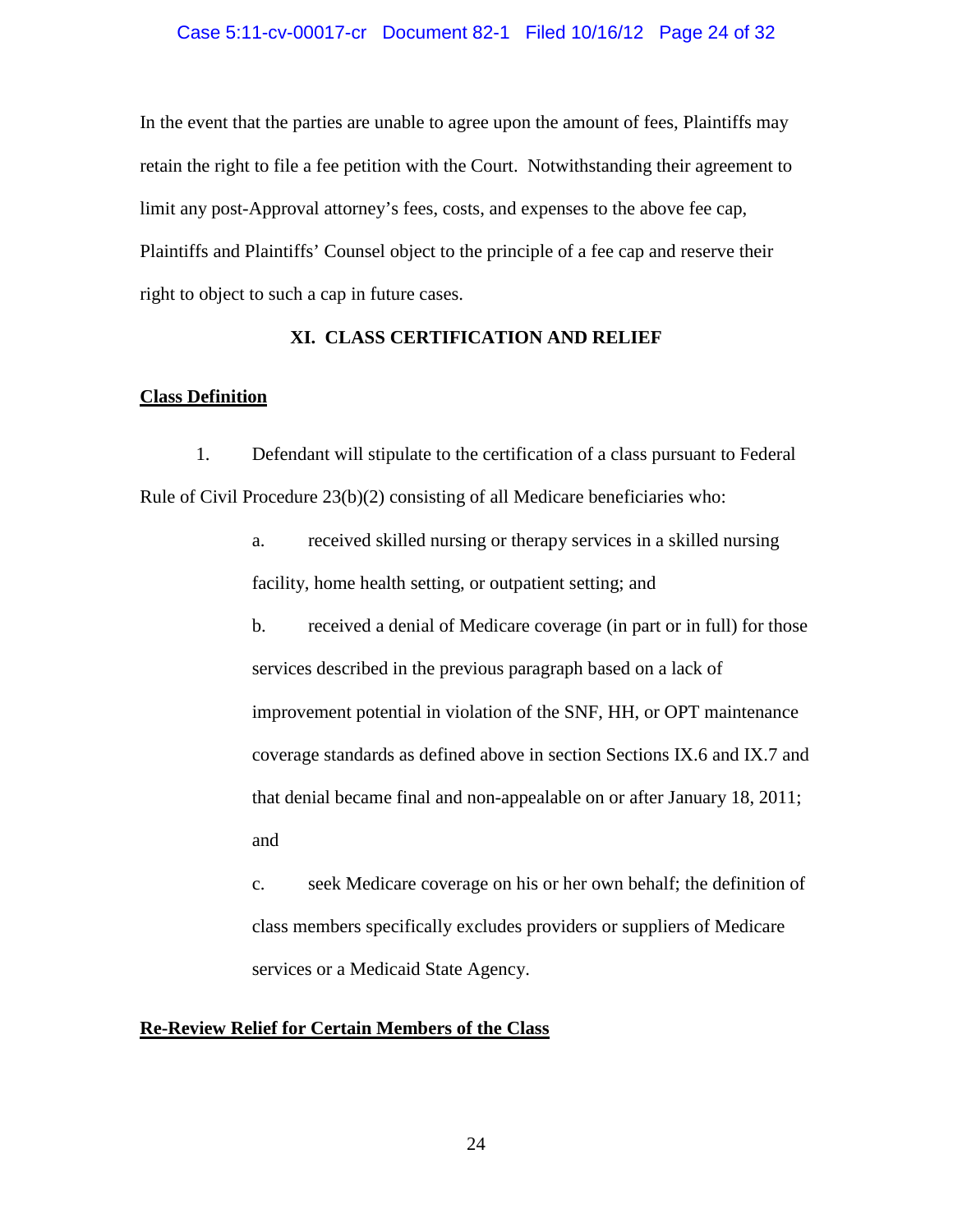In the event that the parties are unable to agree upon the amount of fees, Plaintiffs may retain the right to file a fee petition with the Court. Notwithstanding their agreement to limit any post-Approval attorney's fees, costs, and expenses to the above fee cap, Plaintiffs and Plaintiffs' Counsel object to the principle of a fee cap and reserve their right to object to such a cap in future cases.

## XI. CLASS CERTIFICATION AND RELIEF

**Class Definition**

1. Defendant will stipulate to the certification of a class pursuant to Federal Rule of Civil Procedure 23(b)(2) consisting of all Medicare beneficiaries who:

   a. received skilled nursing or therapy services in a skilled nursing facility, home health setting, or outpatient setting; and

   b. received a denial of Medicare coverage (in part or in full) for those services described in the previous paragraph based on a lack of improvement potential in violation of the SNF, HH, or OPT maintenance coverage standards as defined above in section Sections IX.6 and IX.7 and that denial became final and non-appealable on or after January 18, 2011; and

   c. seek Medicare coverage on his or her own behalf; the definition of class members specifically excludes providers or suppliers of Medicare services or a Medicaid State Agency.

**Re-Review Relief for Certain Members of the Class**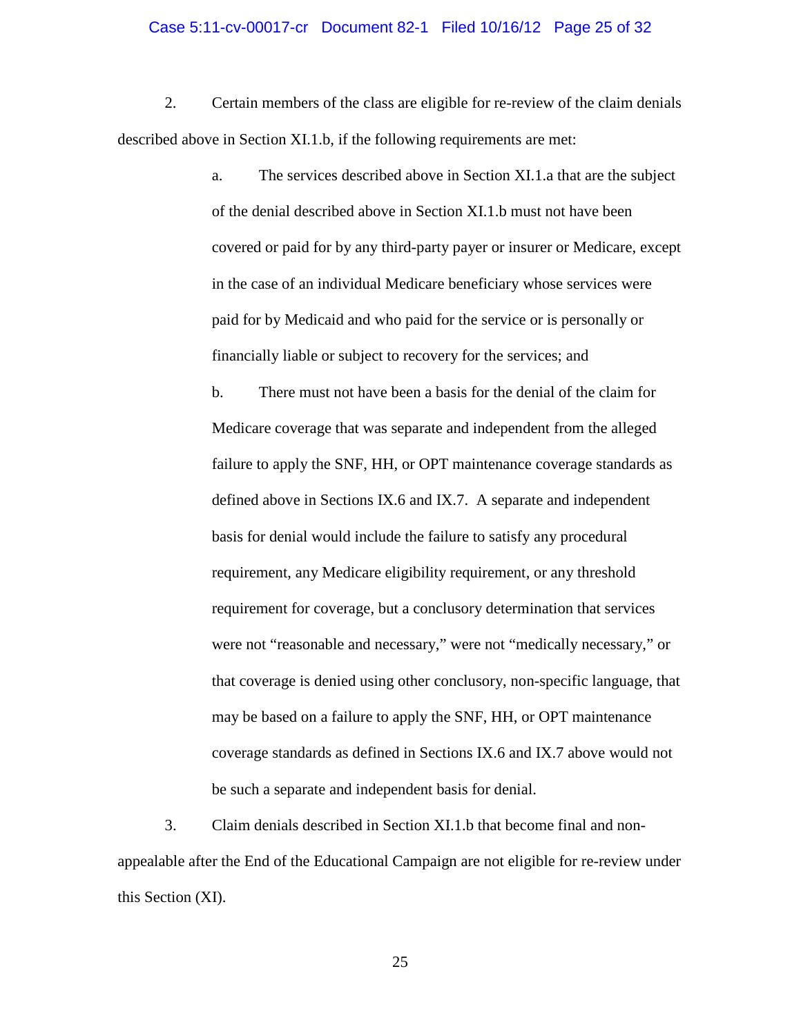2. Certain members of the class are eligible for re-review of the claim denials described above in Section XI.1.b, if the following requirements are met:

   a. The services described above in Section XI.1.a that are the subject of the denial described above in Section XI.1.b must not have been covered or paid for by any third-party payer or insurer or Medicare, except in the case of an individual Medicare beneficiary whose services were paid for by Medicaid and who paid for the service or is personally or financially liable or subject to recovery for the services; and

   b. There must not have been a basis for the denial of the claim for Medicare coverage that was separate and independent from the alleged failure to apply the SNF, HH, or OPT maintenance coverage standards as defined above in Sections IX.6 and IX.7. A separate and independent basis for denial would include the failure to satisfy any procedural requirement, any Medicare eligibility requirement, or any threshold requirement for coverage, but a conclusory determination that services were not "reasonable and necessary," were not "medically necessary," or that coverage is denied using other conclusory, non-specific language, that may be based on a failure to apply the SNF, HH, or OPT maintenance coverage standards as defined in Sections IX.6 and IX.7 above would not be such a separate and independent basis for denial.

3. Claim denials described in Section XI.1.b that become final and non-appealable after the End of the Educational Campaign are not eligible for re-review under this Section (XI).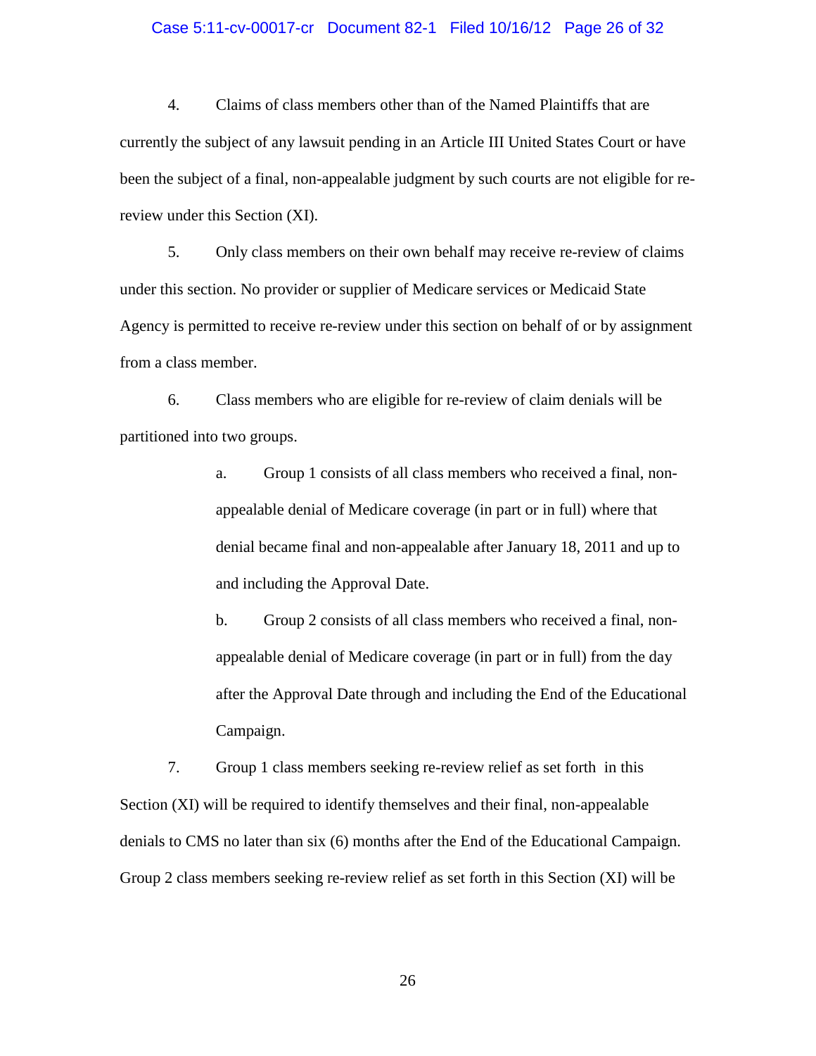4. Claims of class members other than of the Named Plaintiffs that are currently the subject of any lawsuit pending in an Article III United States Court or have been the subject of a final, non-appealable judgment by such courts are not eligible for re-review under this Section (XI).

5. Only class members on their own behalf may receive re-review of claims under this section. No provider or supplier of Medicare services or Medicaid State Agency is permitted to receive re-review under this section on behalf of or by assignment from a class member.

6. Class members who are eligible for re-review of claim denials will be partitioned into two groups.

   a. Group 1 consists of all class members who received a final, non-appealable denial of Medicare coverage (in part or in full) where that denial became final and non-appealable after January 18, 2011 and up to and including the Approval Date.

   b. Group 2 consists of all class members who received a final, non-appealable denial of Medicare coverage (in part or in full) from the day after the Approval Date through and including the End of the Educational Campaign.

7. Group 1 class members seeking re-review relief as set forth in this Section (XI) will be required to identify themselves and their final, non-appealable denials to CMS no later than six (6) months after the End of the Educational Campaign. Group 2 class members seeking re-review relief as set forth in this Section (XI) will be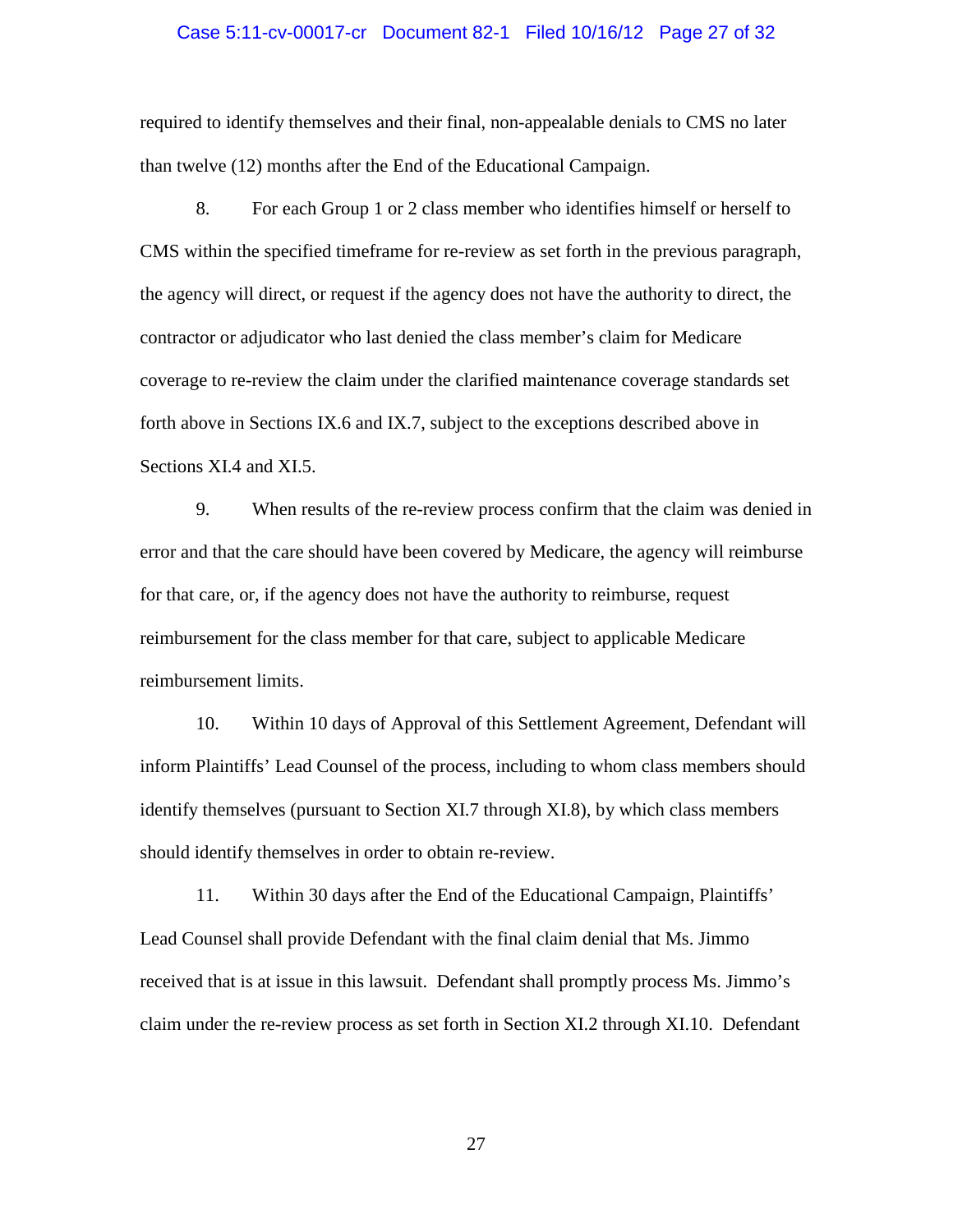required to identify themselves and their final, non-appealable denials to CMS no later than twelve (12) months after the End of the Educational Campaign.

8. For each Group 1 or 2 class member who identifies himself or herself to CMS within the specified timeframe for re-review as set forth in the previous paragraph, the agency will direct, or request if the agency does not have the authority to direct, the contractor or adjudicator who last denied the class member's claim for Medicare coverage to re-review the claim under the clarified maintenance coverage standards set forth above in Sections IX.6 and IX.7, subject to the exceptions described above in Sections XI.4 and XI.5.

9. When results of the re-review process confirm that the claim was denied in error and that the care should have been covered by Medicare, the agency will reimburse for that care, or, if the agency does not have the authority to reimburse, request reimbursement for the class member for that care, subject to applicable Medicare reimbursement limits.

10. Within 10 days of Approval of this Settlement Agreement, Defendant will inform Plaintiffs' Lead Counsel of the process, including to whom class members should identify themselves (pursuant to Section XI.7 through XI.8), by which class members should identify themselves in order to obtain re-review.

11. Within 30 days after the End of the Educational Campaign, Plaintiffs' Lead Counsel shall provide Defendant with the final claim denial that Ms. Jimmo received that is at issue in this lawsuit. Defendant shall promptly process Ms. Jimmo's claim under the re-review process as set forth in Section XI.2 through XI.10. Defendant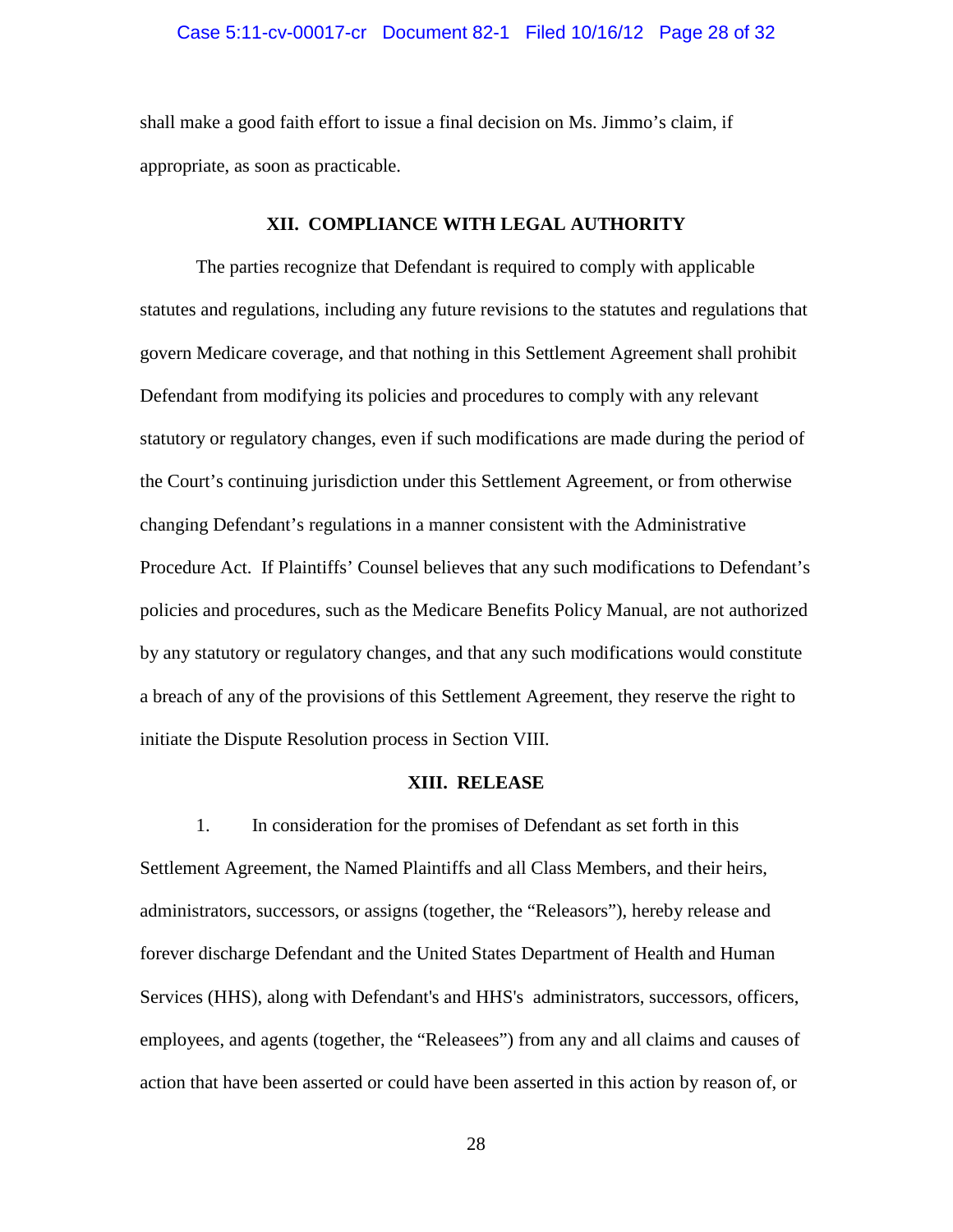shall make a good faith effort to issue a final decision on Ms. Jimmo's claim, if appropriate, as soon as practicable.

## XII. COMPLIANCE WITH LEGAL AUTHORITY

The parties recognize that Defendant is required to comply with applicable statutes and regulations, including any future revisions to the statutes and regulations that govern Medicare coverage, and that nothing in this Settlement Agreement shall prohibit Defendant from modifying its policies and procedures to comply with any relevant statutory or regulatory changes, even if such modifications are made during the period of the Court's continuing jurisdiction under this Settlement Agreement, or from otherwise changing Defendant's regulations in a manner consistent with the Administrative Procedure Act. If Plaintiffs' Counsel believes that any such modifications to Defendant's policies and procedures, such as the Medicare Benefits Policy Manual, are not authorized by any statutory or regulatory changes, and that any such modifications would constitute a breach of any of the provisions of this Settlement Agreement, they reserve the right to initiate the Dispute Resolution process in Section VIII.

## XIII. RELEASE

1. In consideration for the promises of Defendant as set forth in this Settlement Agreement, the Named Plaintiffs and all Class Members, and their heirs, administrators, successors, or assigns (together, the "Releasors"), hereby release and forever discharge Defendant and the United States Department of Health and Human Services (HHS), along with Defendant's and HHS's administrators, successors, officers, employees, and agents (together, the "Releasees") from any and all claims and causes of action that have been asserted or could have been asserted in this action by reason of, or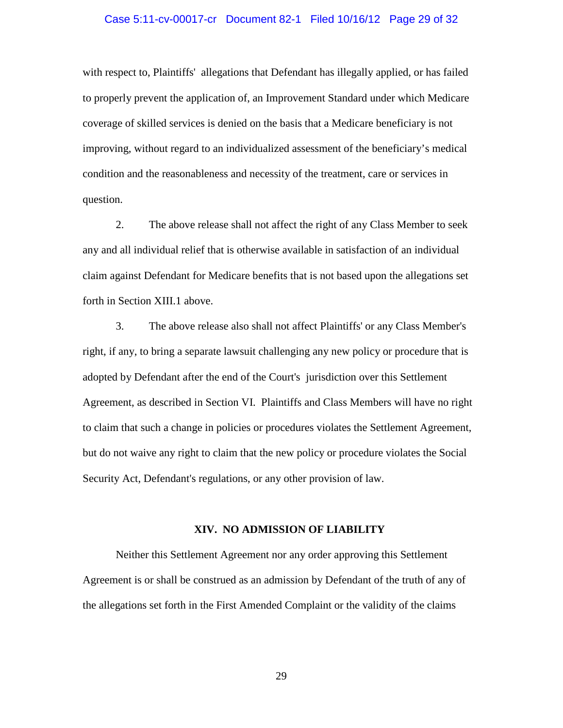with respect to, Plaintiffs' allegations that Defendant has illegally applied, or has failed to properly prevent the application of, an Improvement Standard under which Medicare coverage of skilled services is denied on the basis that a Medicare beneficiary is not improving, without regard to an individualized assessment of the beneficiary's medical condition and the reasonableness and necessity of the treatment, care or services in question.

2. The above release shall not affect the right of any Class Member to seek any and all individual relief that is otherwise available in satisfaction of an individual claim against Defendant for Medicare benefits that is not based upon the allegations set forth in Section XIII.1 above.

3. The above release also shall not affect Plaintiffs' or any Class Member's right, if any, to bring a separate lawsuit challenging any new policy or procedure that is adopted by Defendant after the end of the Court's jurisdiction over this Settlement Agreement, as described in Section VI. Plaintiffs and Class Members will have no right to claim that such a change in policies or procedures violates the Settlement Agreement, but do not waive any right to claim that the new policy or procedure violates the Social Security Act, Defendant's regulations, or any other provision of law.

## XIV. NO ADMISSION OF LIABILITY

Neither this Settlement Agreement nor any order approving this Settlement Agreement is or shall be construed as an admission by Defendant of the truth of any of the allegations set forth in the First Amended Complaint or the validity of the claims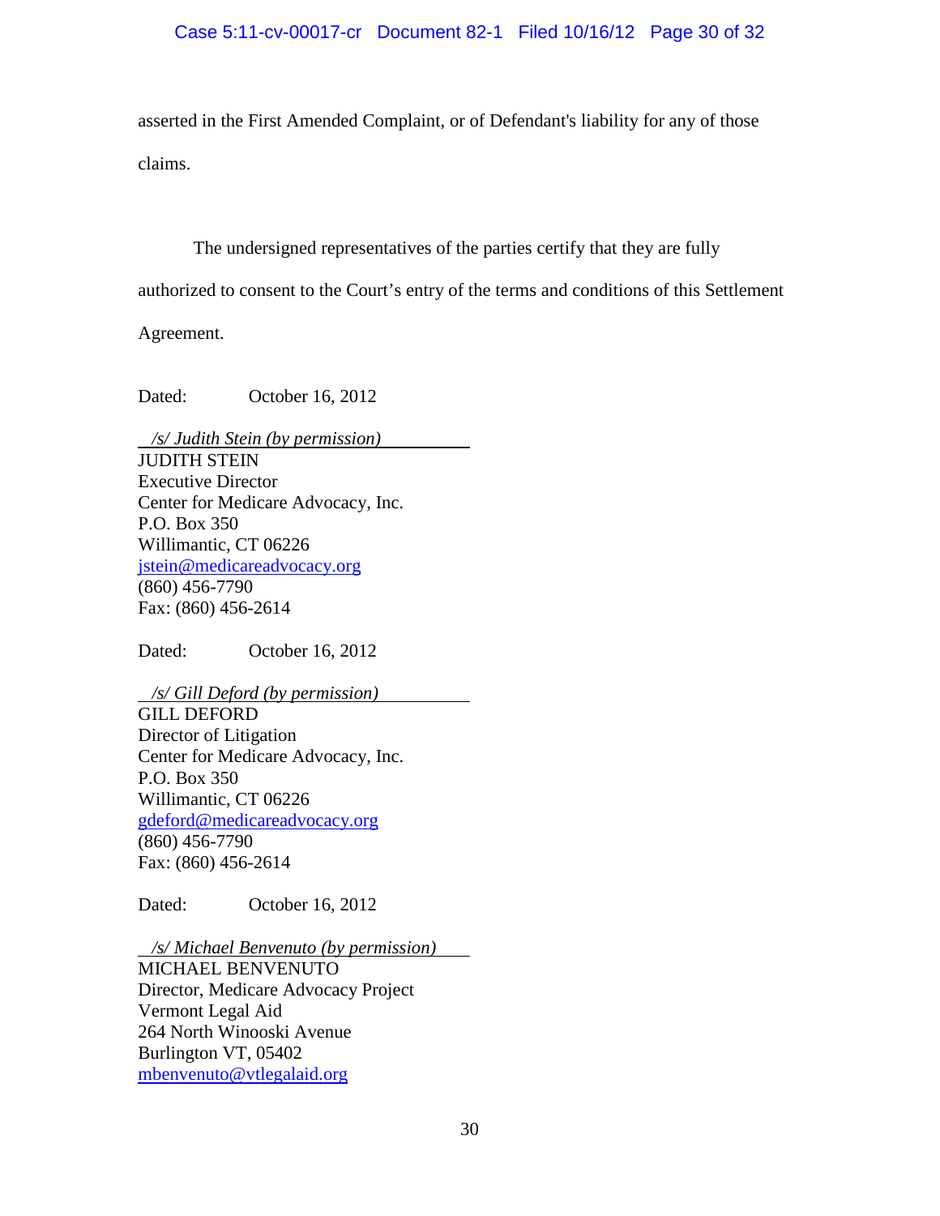asserted in the First Amended Complaint, or of Defendant's liability for any of those claims.

The undersigned representatives of the parties certify that they are fully authorized to consent to the Court's entry of the terms and conditions of this Settlement Agreement.

Dated: October 16, 2012

*/s/ Judith Stein (by permission)*
JUDITH STEIN
Executive Director
Center for Medicare Advocacy, Inc.
P.O. Box 350
Willimantic, CT 06226
jstein@medicareadvocacy.org
(860) 456-7790
Fax: (860) 456-2614

Dated: October 16, 2012

*/s/ Gill Deford (by permission)*
GILL DEFORD
Director of Litigation
Center for Medicare Advocacy, Inc.
P.O. Box 350
Willimantic, CT 06226
gdeford@medicareadvocacy.org
(860) 456-7790
Fax: (860) 456-2614

Dated: October 16, 2012

*/s/ Michael Benvenuto (by permission)*
MICHAEL BENVENUTO
Director, Medicare Advocacy Project
Vermont Legal Aid
264 North Winooski Avenue
Burlington VT, 05402
mbenvenuto@vtlegalaid.org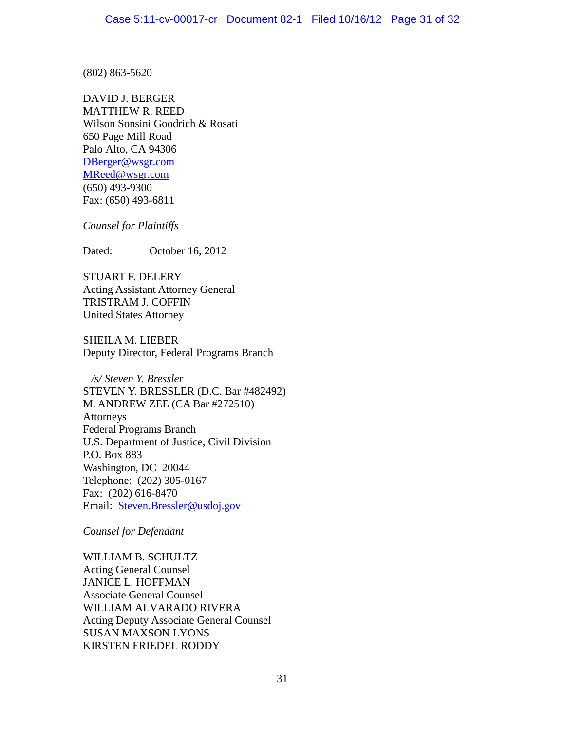(802) 863-5620

DAVID J. BERGER  
MATTHEW R. REED  
Wilson Sonsini Goodrich & Rosati  
650 Page Mill Road  
Palo Alto, CA 94306  
DBerger@wsgr.com  
MReed@wsgr.com  
(650) 493-9300  
Fax: (650) 493-6811

*Counsel for Plaintiffs*

Dated: October 16, 2012

STUART F. DELERY  
Acting Assistant Attorney General  
TRISTRAM J. COFFIN  
United States Attorney

SHEILA M. LIEBER  
Deputy Director, Federal Programs Branch

*/s/ Steven Y. Bressler*  
STEVEN Y. BRESSLER (D.C. Bar #482492)  
M. ANDREW ZEE (CA Bar #272510)  
Attorneys  
Federal Programs Branch  
U.S. Department of Justice, Civil Division  
P.O. Box 883  
Washington, DC 20044  
Telephone: (202) 305-0167  
Fax: (202) 616-8470  
Email: Steven.Bressler@usdoj.gov

*Counsel for Defendant*

WILLIAM B. SCHULTZ  
Acting General Counsel  
JANICE L. HOFFMAN  
Associate General Counsel  
WILLIAM ALVARADO RIVERA  
Acting Deputy Associate General Counsel  
SUSAN MAXSON LYONS  
KIRSTEN FRIEDEL RODDY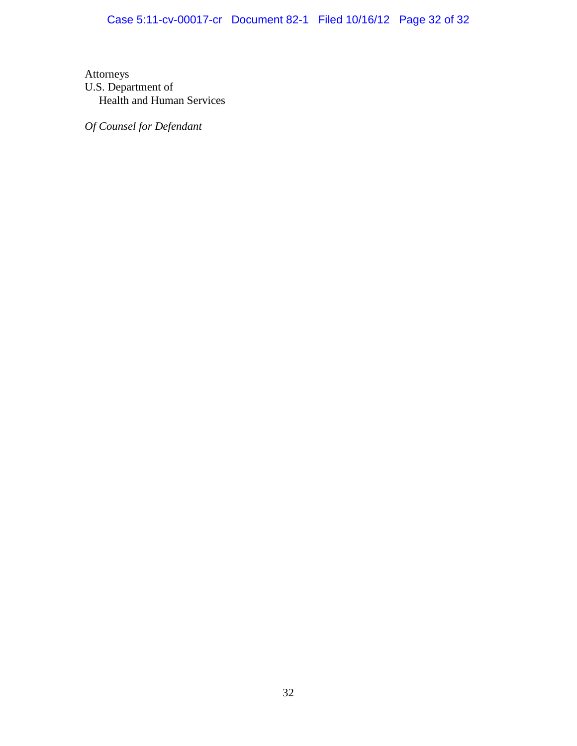Attorneys
U.S. Department of
Health and Human Services

*Of Counsel for Defendant*